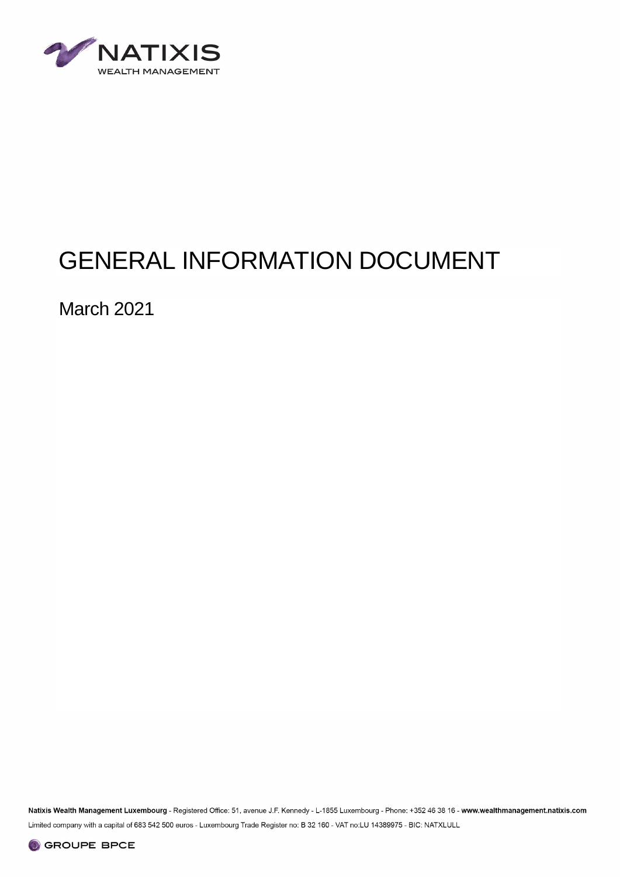NATIXIS
WEALTH MANAGEMENT

# GENERAL INFORMATION DOCUMENT

March 2021

**Natixis Wealth Management Luxembourg** - Registered Office: 51, avenue J.F. Kennedy - L-1855 Luxembourg - Phone: +352 46 38 16 - **www.wealthmanagement.natixis.com**

Limited company with a capital of 683 542 500 euros - Luxembourg Trade Register no: B 32 160 - VAT no:LU 14389975 - BIC: NATXLULL

GROUPE BPCE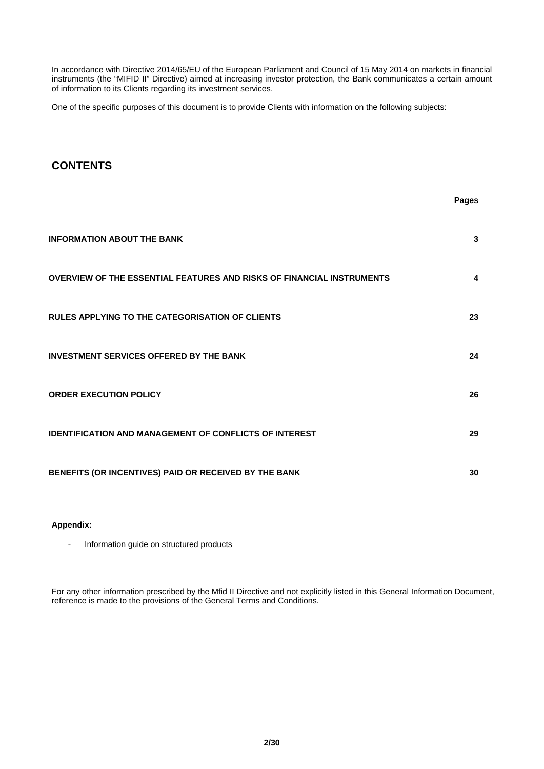In accordance with Directive 2014/65/EU of the European Parliament and Council of 15 May 2014 on markets in financial instruments (the "MIFID II" Directive) aimed at increasing investor protection, the Bank communicates a certain amount of information to its Clients regarding its investment services.

One of the specific purposes of this document is to provide Clients with information on the following subjects:

## CONTENTS

| | **Pages** |
|---|---|
| **INFORMATION ABOUT THE BANK** | **3** |
| **OVERVIEW OF THE ESSENTIAL FEATURES AND RISKS OF FINANCIAL INSTRUMENTS** | **4** |
| **RULES APPLYING TO THE CATEGORISATION OF CLIENTS** | **23** |
| **INVESTMENT SERVICES OFFERED BY THE BANK** | **24** |
| **ORDER EXECUTION POLICY** | **26** |
| **IDENTIFICATION AND MANAGEMENT OF CONFLICTS OF INTEREST** | **29** |
| **BENEFITS (OR INCENTIVES) PAID OR RECEIVED BY THE BANK** | **30** |

**Appendix:**

- Information guide on structured products

For any other information prescribed by the Mfid II Directive and not explicitly listed in this General Information Document, reference is made to the provisions of the General Terms and Conditions.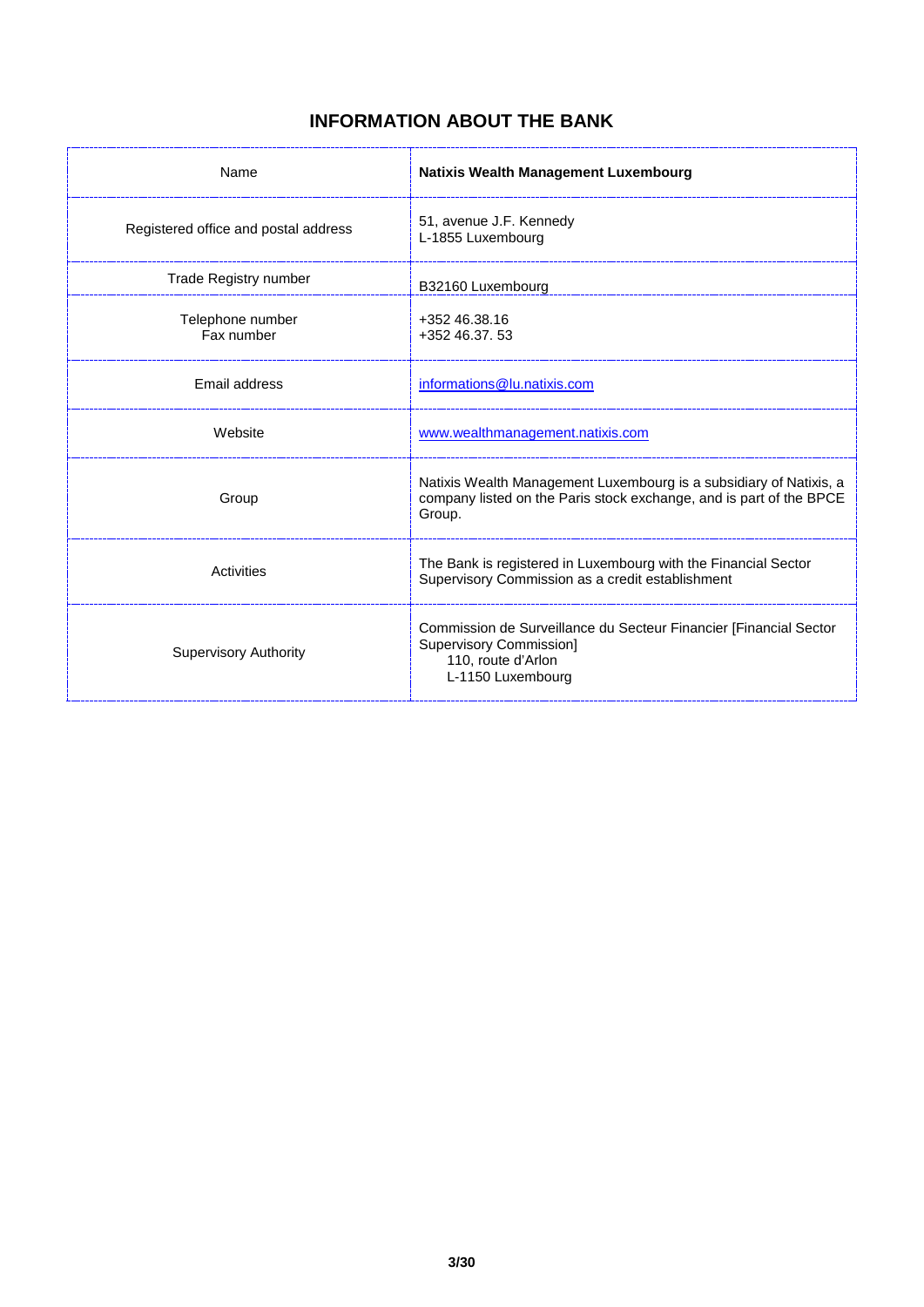# INFORMATION ABOUT THE BANK

| | |
|---|---|
| Name | **Natixis Wealth Management Luxembourg** |
| Registered office and postal address | 51, avenue J.F. Kennedy<br>L-1855 Luxembourg |
| Trade Registry number | B32160 Luxembourg |
| Telephone number<br>Fax number | +352 46.38.16<br>+352 46.37. 53 |
| Email address | informations@lu.natixis.com |
| Website | www.wealthmanagement.natixis.com |
| Group | Natixis Wealth Management Luxembourg is a subsidiary of Natixis, a company listed on the Paris stock exchange, and is part of the BPCE Group. |
| Activities | The Bank is registered in Luxembourg with the Financial Sector Supervisory Commission as a credit establishment |
| Supervisory Authority | Commission de Surveillance du Secteur Financier [Financial Sector Supervisory Commission]<br>110, route d'Arlon<br>L-1150 Luxembourg |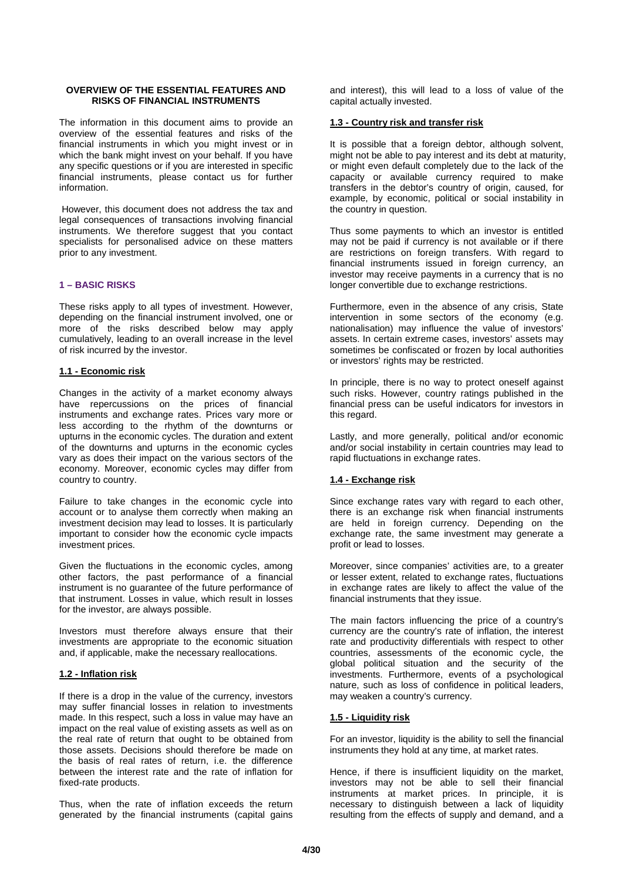## OVERVIEW OF THE ESSENTIAL FEATURES AND RISKS OF FINANCIAL INSTRUMENTS

The information in this document aims to provide an overview of the essential features and risks of the financial instruments in which you might invest or in which the bank might invest on your behalf. If you have any specific questions or if you are interested in specific financial instruments, please contact us for further information.

However, this document does not address the tax and legal consequences of transactions involving financial instruments. We therefore suggest that you contact specialists for personalised advice on these matters prior to any investment.

### 1 – BASIC RISKS

These risks apply to all types of investment. However, depending on the financial instrument involved, one or more of the risks described below may apply cumulatively, leading to an overall increase in the level of risk incurred by the investor.

#### 1.1 - Economic risk

Changes in the activity of a market economy always have repercussions on the prices of financial instruments and exchange rates. Prices vary more or less according to the rhythm of the downturns or upturns in the economic cycles. The duration and extent of the downturns and upturns in the economic cycles vary as does their impact on the various sectors of the economy. Moreover, economic cycles may differ from country to country.

Failure to take changes in the economic cycle into account or to analyse them correctly when making an investment decision may lead to losses. It is particularly important to consider how the economic cycle impacts investment prices.

Given the fluctuations in the economic cycles, among other factors, the past performance of a financial instrument is no guarantee of the future performance of that instrument. Losses in value, which result in losses for the investor, are always possible.

Investors must therefore always ensure that their investments are appropriate to the economic situation and, if applicable, make the necessary reallocations.

#### 1.2 - Inflation risk

If there is a drop in the value of the currency, investors may suffer financial losses in relation to investments made. In this respect, such a loss in value may have an impact on the real value of existing assets as well as on the real rate of return that ought to be obtained from those assets. Decisions should therefore be made on the basis of real rates of return, i.e. the difference between the interest rate and the rate of inflation for fixed-rate products.

Thus, when the rate of inflation exceeds the return generated by the financial instruments (capital gains and interest), this will lead to a loss of value of the capital actually invested.

#### 1.3 - Country risk and transfer risk

It is possible that a foreign debtor, although solvent, might not be able to pay interest and its debt at maturity, or might even default completely due to the lack of the capacity or available currency required to make transfers in the debtor's country of origin, caused, for example, by economic, political or social instability in the country in question.

Thus some payments to which an investor is entitled may not be paid if currency is not available or if there are restrictions on foreign transfers. With regard to financial instruments issued in foreign currency, an investor may receive payments in a currency that is no longer convertible due to exchange restrictions.

Furthermore, even in the absence of any crisis, State intervention in some sectors of the economy (e.g. nationalisation) may influence the value of investors' assets. In certain extreme cases, investors' assets may sometimes be confiscated or frozen by local authorities or investors' rights may be restricted.

In principle, there is no way to protect oneself against such risks. However, country ratings published in the financial press can be useful indicators for investors in this regard.

Lastly, and more generally, political and/or economic and/or social instability in certain countries may lead to rapid fluctuations in exchange rates.

#### 1.4 - Exchange risk

Since exchange rates vary with regard to each other, there is an exchange risk when financial instruments are held in foreign currency. Depending on the exchange rate, the same investment may generate a profit or lead to losses.

Moreover, since companies' activities are, to a greater or lesser extent, related to exchange rates, fluctuations in exchange rates are likely to affect the value of the financial instruments that they issue.

The main factors influencing the price of a country's currency are the country's rate of inflation, the interest rate and productivity differentials with respect to other countries, assessments of the economic cycle, the global political situation and the security of the investments. Furthermore, events of a psychological nature, such as loss of confidence in political leaders, may weaken a country's currency.

#### 1.5 - Liquidity risk

For an investor, liquidity is the ability to sell the financial instruments they hold at any time, at market rates.

Hence, if there is insufficient liquidity on the market, investors may not be able to sell their financial instruments at market prices. In principle, it is necessary to distinguish between a lack of liquidity resulting from the effects of supply and demand, and a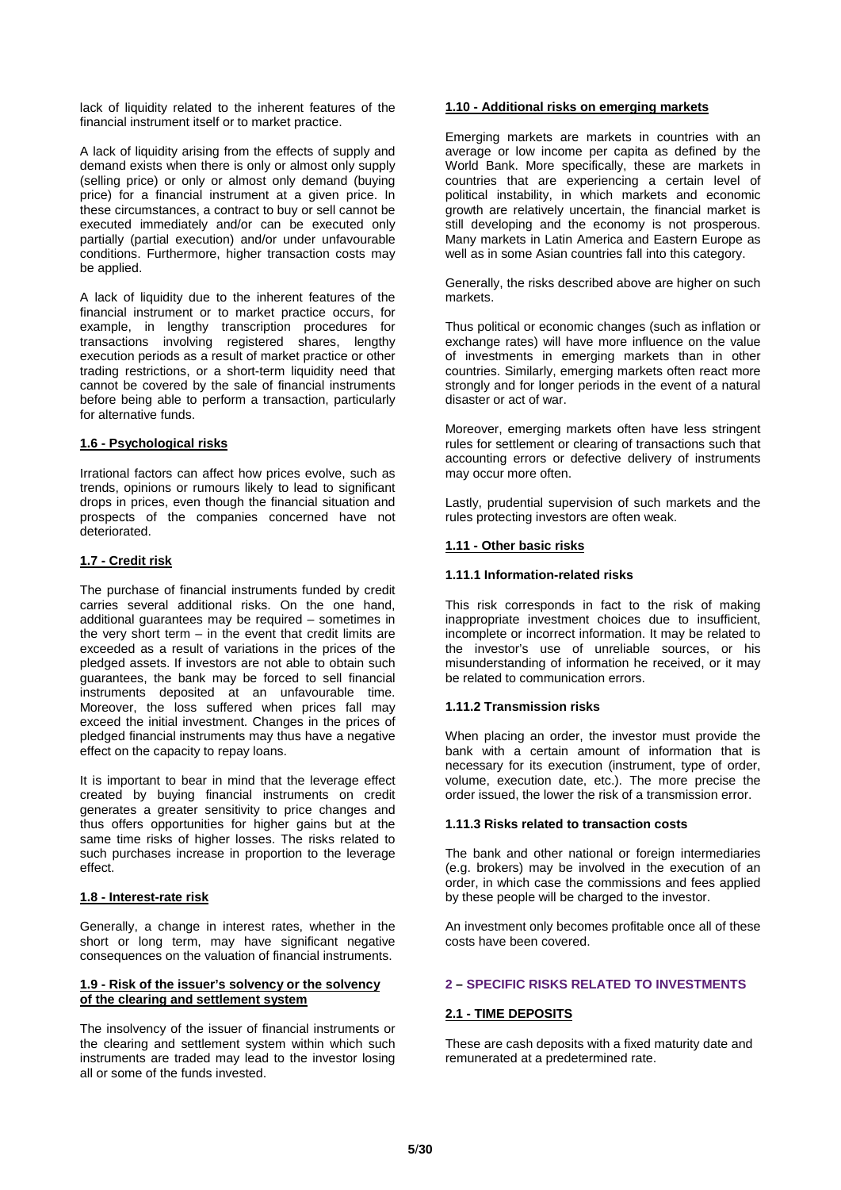lack of liquidity related to the inherent features of the financial instrument itself or to market practice.

A lack of liquidity arising from the effects of supply and demand exists when there is only or almost only supply (selling price) or only or almost only demand (buying price) for a financial instrument at a given price. In these circumstances, a contract to buy or sell cannot be executed immediately and/or can be executed only partially (partial execution) and/or under unfavourable conditions. Furthermore, higher transaction costs may be applied.

A lack of liquidity due to the inherent features of the financial instrument or to market practice occurs, for example, in lengthy transcription procedures for transactions involving registered shares, lengthy execution periods as a result of market practice or other trading restrictions, or a short-term liquidity need that cannot be covered by the sale of financial instruments before being able to perform a transaction, particularly for alternative funds.

### 1.6 - Psychological risks

Irrational factors can affect how prices evolve, such as trends, opinions or rumours likely to lead to significant drops in prices, even though the financial situation and prospects of the companies concerned have not deteriorated.

### 1.7 - Credit risk

The purchase of financial instruments funded by credit carries several additional risks. On the one hand, additional guarantees may be required – sometimes in the very short term – in the event that credit limits are exceeded as a result of variations in the prices of the pledged assets. If investors are not able to obtain such guarantees, the bank may be forced to sell financial instruments deposited at an unfavourable time. Moreover, the loss suffered when prices fall may exceed the initial investment. Changes in the prices of pledged financial instruments may thus have a negative effect on the capacity to repay loans.

It is important to bear in mind that the leverage effect created by buying financial instruments on credit generates a greater sensitivity to price changes and thus offers opportunities for higher gains but at the same time risks of higher losses. The risks related to such purchases increase in proportion to the leverage effect.

### 1.8 - Interest-rate risk

Generally, a change in interest rates, whether in the short or long term, may have significant negative consequences on the valuation of financial instruments.

### 1.9 - Risk of the issuer's solvency or the solvency of the clearing and settlement system

The insolvency of the issuer of financial instruments or the clearing and settlement system within which such instruments are traded may lead to the investor losing all or some of the funds invested.

### 1.10 - Additional risks on emerging markets

Emerging markets are markets in countries with an average or low income per capita as defined by the World Bank. More specifically, these are markets in countries that are experiencing a certain level of political instability, in which markets and economic growth are relatively uncertain, the financial market is still developing and the economy is not prosperous. Many markets in Latin America and Eastern Europe as well as in some Asian countries fall into this category.

Generally, the risks described above are higher on such markets.

Thus political or economic changes (such as inflation or exchange rates) will have more influence on the value of investments in emerging markets than in other countries. Similarly, emerging markets often react more strongly and for longer periods in the event of a natural disaster or act of war.

Moreover, emerging markets often have less stringent rules for settlement or clearing of transactions such that accounting errors or defective delivery of instruments may occur more often.

Lastly, prudential supervision of such markets and the rules protecting investors are often weak.

### 1.11 - Other basic risks

#### 1.11.1 Information-related risks

This risk corresponds in fact to the risk of making inappropriate investment choices due to insufficient, incomplete or incorrect information. It may be related to the investor's use of unreliable sources, or his misunderstanding of information he received, or it may be related to communication errors.

#### 1.11.2 Transmission risks

When placing an order, the investor must provide the bank with a certain amount of information that is necessary for its execution (instrument, type of order, volume, execution date, etc.). The more precise the order issued, the lower the risk of a transmission error.

#### 1.11.3 Risks related to transaction costs

The bank and other national or foreign intermediaries (e.g. brokers) may be involved in the execution of an order, in which case the commissions and fees applied by these people will be charged to the investor.

An investment only becomes profitable once all of these costs have been covered.

## 2 – SPECIFIC RISKS RELATED TO INVESTMENTS

### 2.1 - TIME DEPOSITS

These are cash deposits with a fixed maturity date and remunerated at a predetermined rate.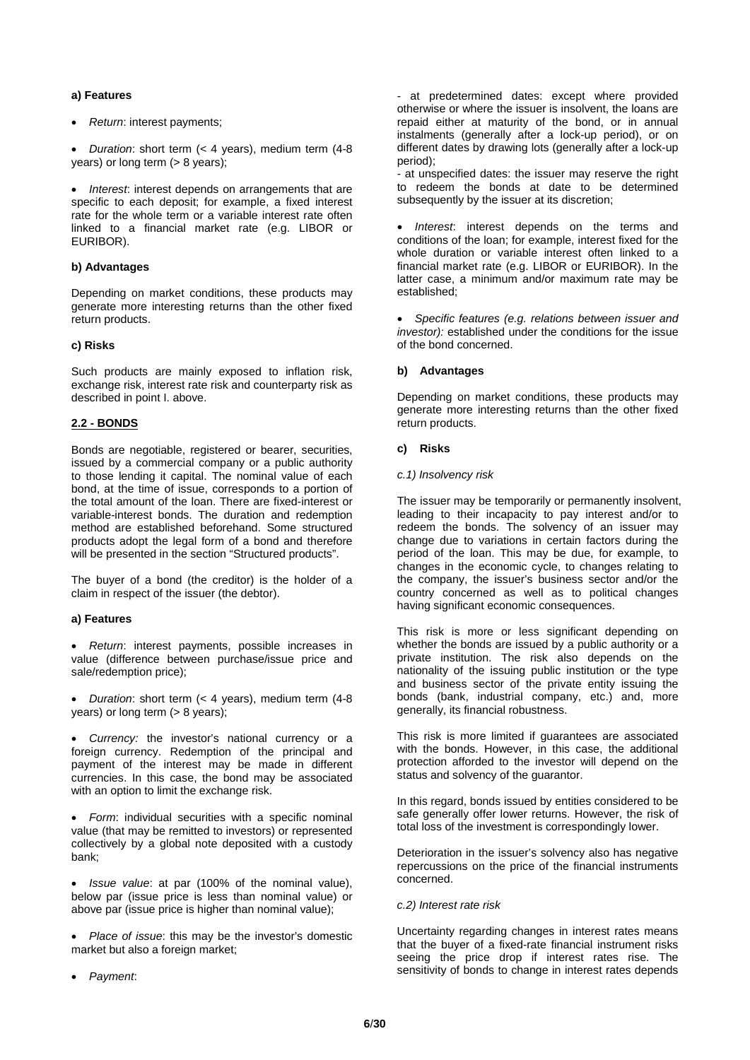**a) Features**

- *Return*: interest payments;
- *Duration*: short term (< 4 years), medium term (4-8 years) or long term (> 8 years);
- *Interest*: interest depends on arrangements that are specific to each deposit; for example, a fixed interest rate for the whole term or a variable interest rate often linked to a financial market rate (e.g. LIBOR or EURIBOR).

**b) Advantages**

Depending on market conditions, these products may generate more interesting returns than the other fixed return products.

**c) Risks**

Such products are mainly exposed to inflation risk, exchange risk, interest rate risk and counterparty risk as described in point I. above.

**2.2 - BONDS**

Bonds are negotiable, registered or bearer, securities, issued by a commercial company or a public authority to those lending it capital. The nominal value of each bond, at the time of issue, corresponds to a portion of the total amount of the loan. There are fixed-interest or variable-interest bonds. The duration and redemption method are established beforehand. Some structured products adopt the legal form of a bond and therefore will be presented in the section "Structured products".

The buyer of a bond (the creditor) is the holder of a claim in respect of the issuer (the debtor).

**a) Features**

- *Return*: interest payments, possible increases in value (difference between purchase/issue price and sale/redemption price);
- *Duration*: short term (< 4 years), medium term (4-8 years) or long term (> 8 years);
- *Currency:* the investor's national currency or a foreign currency. Redemption of the principal and payment of the interest may be made in different currencies. In this case, the bond may be associated with an option to limit the exchange risk.
- *Form*: individual securities with a specific nominal value (that may be remitted to investors) or represented collectively by a global note deposited with a custody bank;
- *Issue value*: at par (100% of the nominal value), below par (issue price is less than nominal value) or above par (issue price is higher than nominal value);
- *Place of issue*: this may be the investor's domestic market but also a foreign market;
- *Payment*:

- at predetermined dates: except where provided otherwise or where the issuer is insolvent, the loans are repaid either at maturity of the bond, or in annual instalments (generally after a lock-up period), or on different dates by drawing lots (generally after a lock-up period);
- at unspecified dates: the issuer may reserve the right to redeem the bonds at date to be determined subsequently by the issuer at its discretion;

- *Interest*: interest depends on the terms and conditions of the loan; for example, interest fixed for the whole duration or variable interest often linked to a financial market rate (e.g. LIBOR or EURIBOR). In the latter case, a minimum and/or maximum rate may be established;
- *Specific features (e.g. relations between issuer and investor):* established under the conditions for the issue of the bond concerned.

**b) Advantages**

Depending on market conditions, these products may generate more interesting returns than the other fixed return products.

**c) Risks**

*c.1) Insolvency risk*

The issuer may be temporarily or permanently insolvent, leading to their incapacity to pay interest and/or to redeem the bonds. The solvency of an issuer may change due to variations in certain factors during the period of the loan. This may be due, for example, to changes in the economic cycle, to changes relating to the company, the issuer's business sector and/or the country concerned as well as to political changes having significant economic consequences.

This risk is more or less significant depending on whether the bonds are issued by a public authority or a private institution. The risk also depends on the nationality of the issuing public institution or the type and business sector of the private entity issuing the bonds (bank, industrial company, etc.) and, more generally, its financial robustness.

This risk is more limited if guarantees are associated with the bonds. However, in this case, the additional protection afforded to the investor will depend on the status and solvency of the guarantor.

In this regard, bonds issued by entities considered to be safe generally offer lower returns. However, the risk of total loss of the investment is correspondingly lower.

Deterioration in the issuer's solvency also has negative repercussions on the price of the financial instruments concerned.

*c.2) Interest rate risk*

Uncertainty regarding changes in interest rates means that the buyer of a fixed-rate financial instrument risks seeing the price drop if interest rates rise. The sensitivity of bonds to change in interest rates depends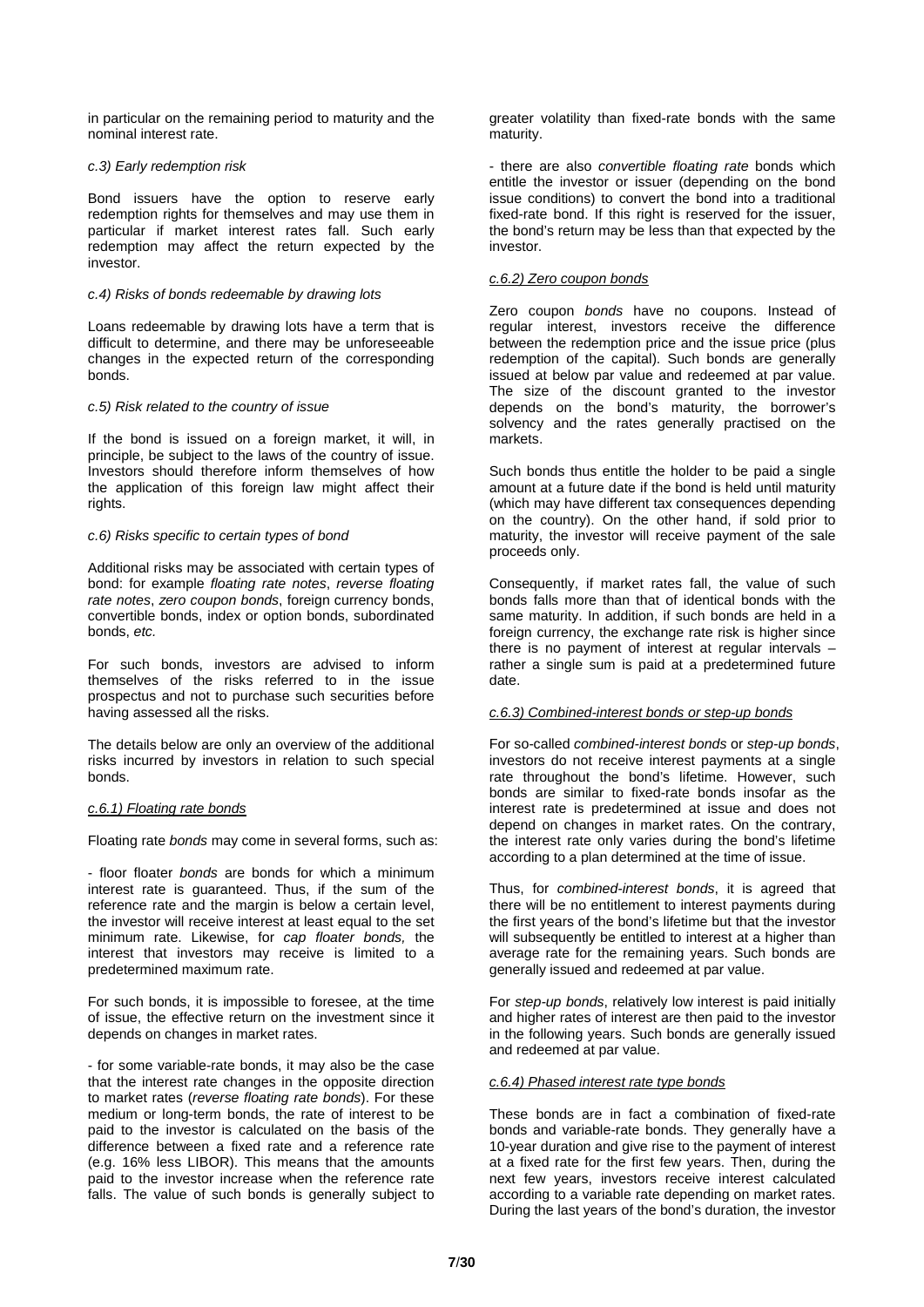in particular on the remaining period to maturity and the nominal interest rate.

*c.3) Early redemption risk*

Bond issuers have the option to reserve early redemption rights for themselves and may use them in particular if market interest rates fall. Such early redemption may affect the return expected by the investor.

*c.4) Risks of bonds redeemable by drawing lots*

Loans redeemable by drawing lots have a term that is difficult to determine, and there may be unforeseeable changes in the expected return of the corresponding bonds.

*c.5) Risk related to the country of issue*

If the bond is issued on a foreign market, it will, in principle, be subject to the laws of the country of issue. Investors should therefore inform themselves of how the application of this foreign law might affect their rights.

*c.6) Risks specific to certain types of bond*

Additional risks may be associated with certain types of bond: for example *floating rate notes*, *reverse floating rate notes*, *zero coupon bonds*, foreign currency bonds, convertible bonds, index or option bonds, subordinated bonds, *etc.*

For such bonds, investors are advised to inform themselves of the risks referred to in the issue prospectus and not to purchase such securities before having assessed all the risks.

The details below are only an overview of the additional risks incurred by investors in relation to such special bonds.

*c.6.1) Floating rate bonds*

Floating rate *bonds* may come in several forms, such as:

- floor floater *bonds* are bonds for which a minimum interest rate is guaranteed. Thus, if the sum of the reference rate and the margin is below a certain level, the investor will receive interest at least equal to the set minimum rate. Likewise, for *cap floater bonds,* the interest that investors may receive is limited to a predetermined maximum rate.

For such bonds, it is impossible to foresee, at the time of issue, the effective return on the investment since it depends on changes in market rates.

- for some variable-rate bonds, it may also be the case that the interest rate changes in the opposite direction to market rates (*reverse floating rate bonds*). For these medium or long-term bonds, the rate of interest to be paid to the investor is calculated on the basis of the difference between a fixed rate and a reference rate (e.g. 16% less LIBOR). This means that the amounts paid to the investor increase when the reference rate falls. The value of such bonds is generally subject to greater volatility than fixed-rate bonds with the same maturity.

- there are also *convertible floating rate* bonds which entitle the investor or issuer (depending on the bond issue conditions) to convert the bond into a traditional fixed-rate bond. If this right is reserved for the issuer, the bond's return may be less than that expected by the investor.

*c.6.2) Zero coupon bonds*

Zero coupon *bonds* have no coupons. Instead of regular interest, investors receive the difference between the redemption price and the issue price (plus redemption of the capital). Such bonds are generally issued at below par value and redeemed at par value. The size of the discount granted to the investor depends on the bond's maturity, the borrower's solvency and the rates generally practised on the markets.

Such bonds thus entitle the holder to be paid a single amount at a future date if the bond is held until maturity (which may have different tax consequences depending on the country). On the other hand, if sold prior to maturity, the investor will receive payment of the sale proceeds only.

Consequently, if market rates fall, the value of such bonds falls more than that of identical bonds with the same maturity. In addition, if such bonds are held in a foreign currency, the exchange rate risk is higher since there is no payment of interest at regular intervals – rather a single sum is paid at a predetermined future date.

*c.6.3) Combined-interest bonds or step-up bonds*

For so-called *combined-interest bonds* or *step-up bonds*, investors do not receive interest payments at a single rate throughout the bond's lifetime. However, such bonds are similar to fixed-rate bonds insofar as the interest rate is predetermined at issue and does not depend on changes in market rates. On the contrary, the interest rate only varies during the bond's lifetime according to a plan determined at the time of issue.

Thus, for *combined-interest bonds*, it is agreed that there will be no entitlement to interest payments during the first years of the bond's lifetime but that the investor will subsequently be entitled to interest at a higher than average rate for the remaining years. Such bonds are generally issued and redeemed at par value.

For *step-up bonds*, relatively low interest is paid initially and higher rates of interest are then paid to the investor in the following years. Such bonds are generally issued and redeemed at par value.

*c.6.4) Phased interest rate type bonds*

These bonds are in fact a combination of fixed-rate bonds and variable-rate bonds. They generally have a 10-year duration and give rise to the payment of interest at a fixed rate for the first few years. Then, during the next few years, investors receive interest calculated according to a variable rate depending on market rates. During the last years of the bond's duration, the investor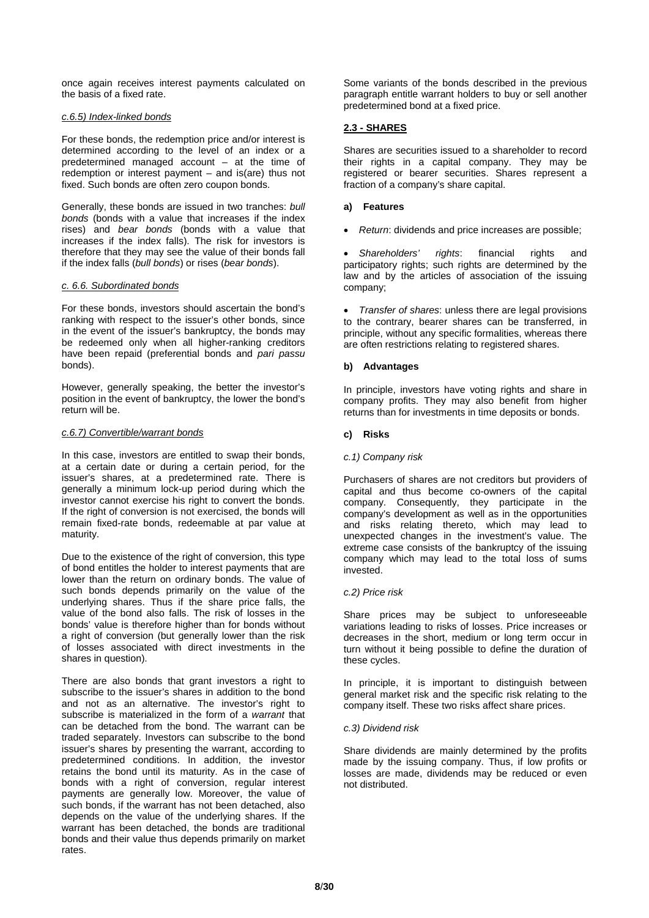once again receives interest payments calculated on the basis of a fixed rate.

*c.6.5) Index-linked bonds*

For these bonds, the redemption price and/or interest is determined according to the level of an index or a predetermined managed account – at the time of redemption or interest payment – and is(are) thus not fixed. Such bonds are often zero coupon bonds.

Generally, these bonds are issued in two tranches: *bull bonds* (bonds with a value that increases if the index rises) and *bear bonds* (bonds with a value that increases if the index falls). The risk for investors is therefore that they may see the value of their bonds fall if the index falls (*bull bonds*) or rises (*bear bonds*).

*c. 6.6. Subordinated bonds*

For these bonds, investors should ascertain the bond's ranking with respect to the issuer's other bonds, since in the event of the issuer's bankruptcy, the bonds may be redeemed only when all higher-ranking creditors have been repaid (preferential bonds and *pari passu* bonds).

However, generally speaking, the better the investor's position in the event of bankruptcy, the lower the bond's return will be.

*c.6.7) Convertible/warrant bonds*

In this case, investors are entitled to swap their bonds, at a certain date or during a certain period, for the issuer's shares, at a predetermined rate. There is generally a minimum lock-up period during which the investor cannot exercise his right to convert the bonds. If the right of conversion is not exercised, the bonds will remain fixed-rate bonds, redeemable at par value at maturity.

Due to the existence of the right of conversion, this type of bond entitles the holder to interest payments that are lower than the return on ordinary bonds. The value of such bonds depends primarily on the value of the underlying shares. Thus if the share price falls, the value of the bond also falls. The risk of losses in the bonds' value is therefore higher than for bonds without a right of conversion (but generally lower than the risk of losses associated with direct investments in the shares in question).

There are also bonds that grant investors a right to subscribe to the issuer's shares in addition to the bond and not as an alternative. The investor's right to subscribe is materialized in the form of a *warrant* that can be detached from the bond. The warrant can be traded separately. Investors can subscribe to the bond issuer's shares by presenting the warrant, according to predetermined conditions. In addition, the investor retains the bond until its maturity. As in the case of bonds with a right of conversion, regular interest payments are generally low. Moreover, the value of such bonds, if the warrant has not been detached, also depends on the value of the underlying shares. If the warrant has been detached, the bonds are traditional bonds and their value thus depends primarily on market rates.

Some variants of the bonds described in the previous paragraph entitle warrant holders to buy or sell another predetermined bond at a fixed price.

## 2.3 - SHARES

Shares are securities issued to a shareholder to record their rights in a capital company. They may be registered or bearer securities. Shares represent a fraction of a company's share capital.

### a) Features

- *Return*: dividends and price increases are possible;
- *Shareholders' rights*: financial rights and participatory rights; such rights are determined by the law and by the articles of association of the issuing company;
- *Transfer of shares*: unless there are legal provisions to the contrary, bearer shares can be transferred, in principle, without any specific formalities, whereas there are often restrictions relating to registered shares.

### b) Advantages

In principle, investors have voting rights and share in company profits. They may also benefit from higher returns than for investments in time deposits or bonds.

### c) Risks

*c.1) Company risk*

Purchasers of shares are not creditors but providers of capital and thus become co-owners of the capital company. Consequently, they participate in the company's development as well as in the opportunities and risks relating thereto, which may lead to unexpected changes in the investment's value. The extreme case consists of the bankruptcy of the issuing company which may lead to the total loss of sums invested.

*c.2) Price risk*

Share prices may be subject to unforeseeable variations leading to risks of losses. Price increases or decreases in the short, medium or long term occur in turn without it being possible to define the duration of these cycles.

In principle, it is important to distinguish between general market risk and the specific risk relating to the company itself. These two risks affect share prices.

*c.3) Dividend risk*

Share dividends are mainly determined by the profits made by the issuing company. Thus, if low profits or losses are made, dividends may be reduced or even not distributed.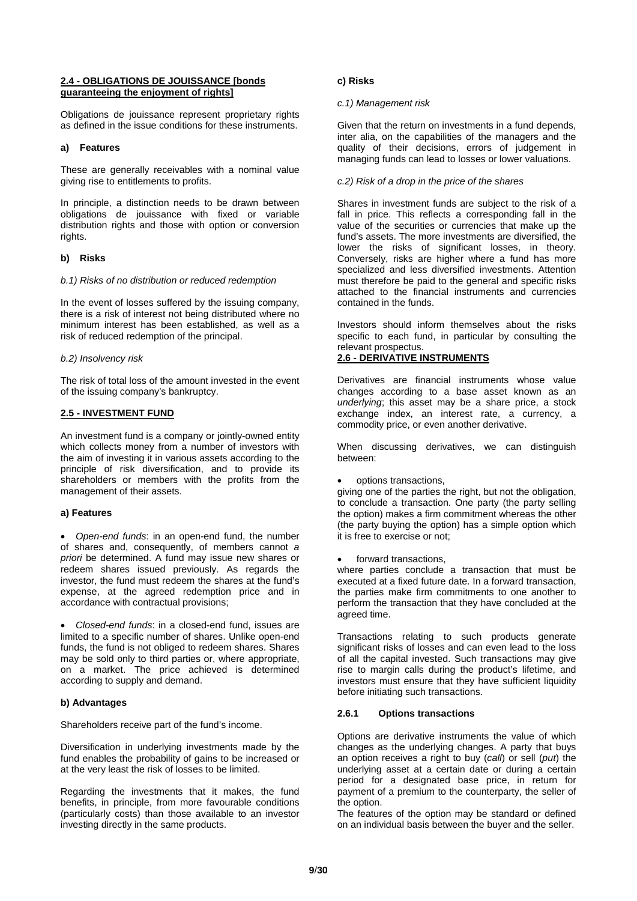## 2.4 - OBLIGATIONS DE JOUISSANCE [bonds guaranteeing the enjoyment of rights]

Obligations de jouissance represent proprietary rights as defined in the issue conditions for these instruments.

### a) Features

These are generally receivables with a nominal value giving rise to entitlements to profits.

In principle, a distinction needs to be drawn between obligations de jouissance with fixed or variable distribution rights and those with option or conversion rights.

### b) Risks

*b.1) Risks of no distribution or reduced redemption*

In the event of losses suffered by the issuing company, there is a risk of interest not being distributed where no minimum interest has been established, as well as a risk of reduced redemption of the principal.

*b.2) Insolvency risk*

The risk of total loss of the amount invested in the event of the issuing company's bankruptcy.

## 2.5 - INVESTMENT FUND

An investment fund is a company or jointly-owned entity which collects money from a number of investors with the aim of investing it in various assets according to the principle of risk diversification, and to provide its shareholders or members with the profits from the management of their assets.

### a) Features

- *Open-end funds*: in an open-end fund, the number of shares and, consequently, of members cannot *a priori* be determined. A fund may issue new shares or redeem shares issued previously. As regards the investor, the fund must redeem the shares at the fund's expense, at the agreed redemption price and in accordance with contractual provisions;

- *Closed-end funds*: in a closed-end fund, issues are limited to a specific number of shares. Unlike open-end funds, the fund is not obliged to redeem shares. Shares may be sold only to third parties or, where appropriate, on a market. The price achieved is determined according to supply and demand.

### b) Advantages

Shareholders receive part of the fund's income.

Diversification in underlying investments made by the fund enables the probability of gains to be increased or at the very least the risk of losses to be limited.

Regarding the investments that it makes, the fund benefits, in principle, from more favourable conditions (particularly costs) than those available to an investor investing directly in the same products.

### c) Risks

*c.1) Management risk*

Given that the return on investments in a fund depends, inter alia, on the capabilities of the managers and the quality of their decisions, errors of judgement in managing funds can lead to losses or lower valuations.

*c.2) Risk of a drop in the price of the shares*

Shares in investment funds are subject to the risk of a fall in price. This reflects a corresponding fall in the value of the securities or currencies that make up the fund's assets. The more investments are diversified, the lower the risks of significant losses, in theory. Conversely, risks are higher where a fund has more specialized and less diversified investments. Attention must therefore be paid to the general and specific risks attached to the financial instruments and currencies contained in the funds.

Investors should inform themselves about the risks specific to each fund, in particular by consulting the relevant prospectus.

## 2.6 - DERIVATIVE INSTRUMENTS

Derivatives are financial instruments whose value changes according to a base asset known as an *underlying*; this asset may be a share price, a stock exchange index, an interest rate, a currency, a commodity price, or even another derivative.

When discussing derivatives, we can distinguish between:

- options transactions,

giving one of the parties the right, but not the obligation, to conclude a transaction. One party (the party selling the option) makes a firm commitment whereas the other (the party buying the option) has a simple option which it is free to exercise or not;

- forward transactions,

where parties conclude a transaction that must be executed at a fixed future date. In a forward transaction, the parties make firm commitments to one another to perform the transaction that they have concluded at the agreed time.

Transactions relating to such products generate significant risks of losses and can even lead to the loss of all the capital invested. Such transactions may give rise to margin calls during the product's lifetime, and investors must ensure that they have sufficient liquidity before initiating such transactions.

### 2.6.1 Options transactions

Options are derivative instruments the value of which changes as the underlying changes. A party that buys an option receives a right to buy (*call*) or sell (*put*) the underlying asset at a certain date or during a certain period for a designated base price, in return for payment of a premium to the counterparty, the seller of the option.

The features of the option may be standard or defined on an individual basis between the buyer and the seller.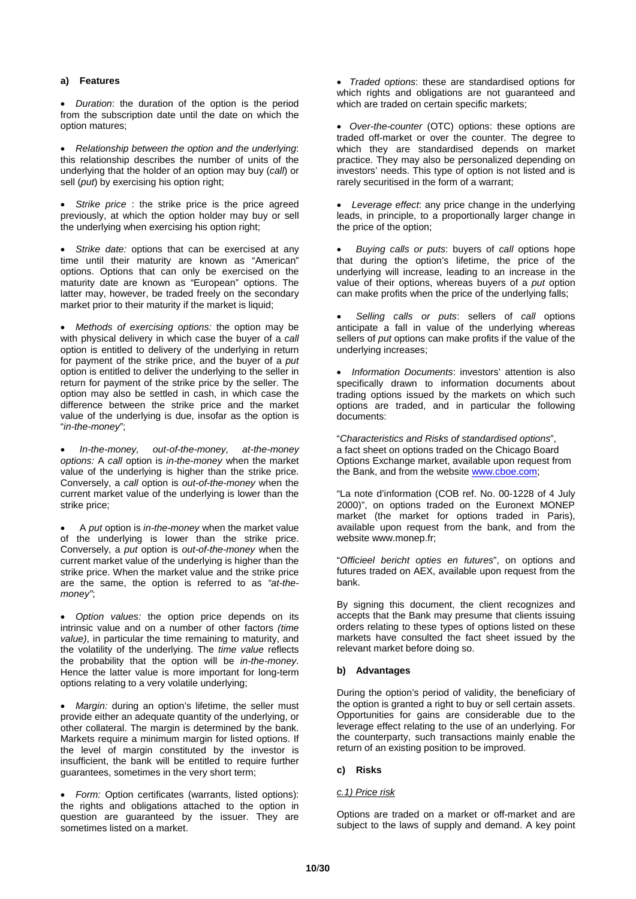### a) Features

- *Duration*: the duration of the option is the period from the subscription date until the date on which the option matures;

- *Relationship between the option and the underlying*: this relationship describes the number of units of the underlying that the holder of an option may buy (*call*) or sell (*put*) by exercising his option right;

- *Strike price* : the strike price is the price agreed previously, at which the option holder may buy or sell the underlying when exercising his option right;

- *Strike date:* options that can be exercised at any time until their maturity are known as "American" options. Options that can only be exercised on the maturity date are known as "European" options. The latter may, however, be traded freely on the secondary market prior to their maturity if the market is liquid;

- *Methods of exercising options:* the option may be with physical delivery in which case the buyer of a *call* option is entitled to delivery of the underlying in return for payment of the strike price, and the buyer of a *put* option is entitled to deliver the underlying to the seller in return for payment of the strike price by the seller. The option may also be settled in cash, in which case the difference between the strike price and the market value of the underlying is due, insofar as the option is "*in-the-money*";

- *In-the-money, out-of-the-money, at-the-money options:* A *call* option is *in-the-money* when the market value of the underlying is higher than the strike price. Conversely, a *call* option is *out-of-the-money* when the current market value of the underlying is lower than the strike price;

- A *put* option is *in-the-money* when the market value of the underlying is lower than the strike price. Conversely, a *put* option is *out-of-the-money* when the current market value of the underlying is higher than the strike price. When the market value and the strike price are the same, the option is referred to as *"at-the-money"*;

- *Option values:* the option price depends on its intrinsic value and on a number of other factors *(time value)*, in particular the time remaining to maturity, and the volatility of the underlying. The *time value* reflects the probability that the option will be *in-the-money*. Hence the latter value is more important for long-term options relating to a very volatile underlying;

- *Margin:* during an option's lifetime, the seller must provide either an adequate quantity of the underlying, or other collateral. The margin is determined by the bank. Markets require a minimum margin for listed options. If the level of margin constituted by the investor is insufficient, the bank will be entitled to require further guarantees, sometimes in the very short term;

- *Form:* Option certificates (warrants, listed options): the rights and obligations attached to the option in question are guaranteed by the issuer. They are sometimes listed on a market.

- *Traded options*: these are standardised options for which rights and obligations are not guaranteed and which are traded on certain specific markets;

- *Over-the-counter* (OTC) options: these options are traded off-market or over the counter. The degree to which they are standardised depends on market practice. They may also be personalized depending on investors' needs. This type of option is not listed and is rarely securitised in the form of a warrant;

- *Leverage effect*: any price change in the underlying leads, in principle, to a proportionally larger change in the price of the option;

- *Buying calls or puts*: buyers of *call* options hope that during the option's lifetime, the price of the underlying will increase, leading to an increase in the value of their options, whereas buyers of a *put* option can make profits when the price of the underlying falls;

- *Selling calls or puts*: sellers of *call* options anticipate a fall in value of the underlying whereas sellers of *put* options can make profits if the value of the underlying increases;

- *Information Documents*: investors' attention is also specifically drawn to information documents about trading options issued by the markets on which such options are traded, and in particular the following documents:

"*Characteristics and Risks of standardised options*", a fact sheet on options traded on the Chicago Board Options Exchange market, available upon request from the Bank, and from the website www.cboe.com;

"La note d'information (COB ref. No. 00-1228 of 4 July 2000)", on options traded on the Euronext MONEP market (the market for options traded in Paris), available upon request from the bank, and from the website www.monep.fr;

"*Officieel bericht opties en futures*", on options and futures traded on AEX, available upon request from the bank.

By signing this document, the client recognizes and accepts that the Bank may presume that clients issuing orders relating to these types of options listed on these markets have consulted the fact sheet issued by the relevant market before doing so.

### b) Advantages

During the option's period of validity, the beneficiary of the option is granted a right to buy or sell certain assets. Opportunities for gains are considerable due to the leverage effect relating to the use of an underlying. For the counterparty, such transactions mainly enable the return of an existing position to be improved.

### c) Risks

#### c.1) Price risk

Options are traded on a market or off-market and are subject to the laws of supply and demand. A key point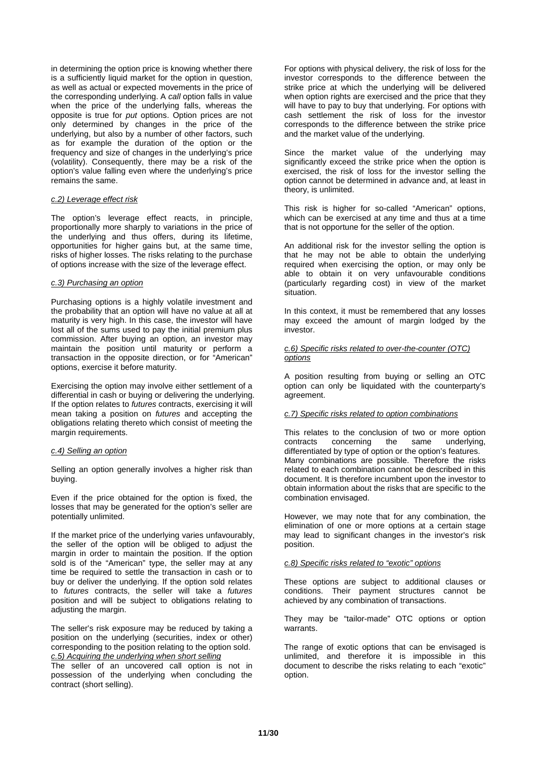in determining the option price is knowing whether there is a sufficiently liquid market for the option in question, as well as actual or expected movements in the price of the corresponding underlying. A *call* option falls in value when the price of the underlying falls, whereas the opposite is true for *put* options. Option prices are not only determined by changes in the price of the underlying, but also by a number of other factors, such as for example the duration of the option or the frequency and size of changes in the underlying's price (volatility). Consequently, there may be a risk of the option's value falling even where the underlying's price remains the same.

*c.2) Leverage effect risk*

The option's leverage effect reacts, in principle, proportionally more sharply to variations in the price of the underlying and thus offers, during its lifetime, opportunities for higher gains but, at the same time, risks of higher losses. The risks relating to the purchase of options increase with the size of the leverage effect.

*c.3) Purchasing an option*

Purchasing options is a highly volatile investment and the probability that an option will have no value at all at maturity is very high. In this case, the investor will have lost all of the sums used to pay the initial premium plus commission. After buying an option, an investor may maintain the position until maturity or perform a transaction in the opposite direction, or for "American" options, exercise it before maturity.

Exercising the option may involve either settlement of a differential in cash or buying or delivering the underlying. If the option relates to *futures* contracts, exercising it will mean taking a position on *futures* and accepting the obligations relating thereto which consist of meeting the margin requirements.

*c.4) Selling an option*

Selling an option generally involves a higher risk than buying.

Even if the price obtained for the option is fixed, the losses that may be generated for the option's seller are potentially unlimited.

If the market price of the underlying varies unfavourably, the seller of the option will be obliged to adjust the margin in order to maintain the position. If the option sold is of the "American" type, the seller may at any time be required to settle the transaction in cash or to buy or deliver the underlying. If the option sold relates to *futures* contracts, the seller will take a *futures* position and will be subject to obligations relating to adjusting the margin.

The seller's risk exposure may be reduced by taking a position on the underlying (securities, index or other) corresponding to the position relating to the option sold.

*c.5) Acquiring the underlying when short selling*

The seller of an uncovered call option is not in possession of the underlying when concluding the contract (short selling).

For options with physical delivery, the risk of loss for the investor corresponds to the difference between the strike price at which the underlying will be delivered when option rights are exercised and the price that they will have to pay to buy that underlying. For options with cash settlement the risk of loss for the investor corresponds to the difference between the strike price and the market value of the underlying.

Since the market value of the underlying may significantly exceed the strike price when the option is exercised, the risk of loss for the investor selling the option cannot be determined in advance and, at least in theory, is unlimited.

This risk is higher for so-called "American" options, which can be exercised at any time and thus at a time that is not opportune for the seller of the option.

An additional risk for the investor selling the option is that he may not be able to obtain the underlying required when exercising the option, or may only be able to obtain it on very unfavourable conditions (particularly regarding cost) in view of the market situation.

In this context, it must be remembered that any losses may exceed the amount of margin lodged by the investor.

*c.6) Specific risks related to over-the-counter (OTC) options*

A position resulting from buying or selling an OTC option can only be liquidated with the counterparty's agreement.

*c.7) Specific risks related to option combinations*

This relates to the conclusion of two or more option contracts concerning the same underlying, differentiated by type of option or the option's features.
Many combinations are possible. Therefore the risks related to each combination cannot be described in this document. It is therefore incumbent upon the investor to obtain information about the risks that are specific to the combination envisaged.

However, we may note that for any combination, the elimination of one or more options at a certain stage may lead to significant changes in the investor's risk position.

*c.8) Specific risks related to "exotic" options*

These options are subject to additional clauses or conditions. Their payment structures cannot be achieved by any combination of transactions.

They may be "tailor-made" OTC options or option warrants.

The range of exotic options that can be envisaged is unlimited, and therefore it is impossible in this document to describe the risks relating to each "exotic" option.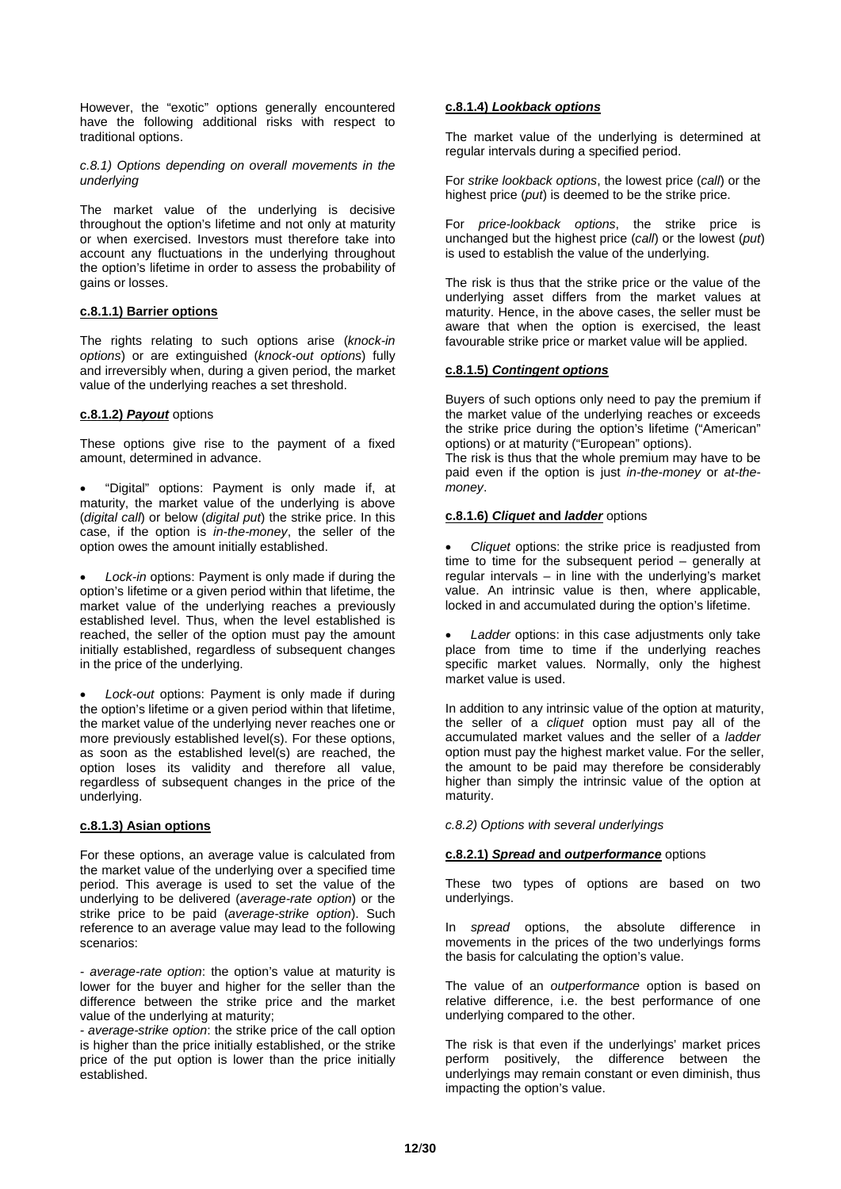However, the "exotic" options generally encountered have the following additional risks with respect to traditional options.

*c.8.1) Options depending on overall movements in the underlying*

The market value of the underlying is decisive throughout the option's lifetime and not only at maturity or when exercised. Investors must therefore take into account any fluctuations in the underlying throughout the option's lifetime in order to assess the probability of gains or losses.

#### c.8.1.1) Barrier options

The rights relating to such options arise (*knock-in options*) or are extinguished (*knock-out options*) fully and irreversibly when, during a given period, the market value of the underlying reaches a set threshold.

#### c.8.1.2) *Payout* options

These options give rise to the payment of a fixed amount, determined in advance.

- "Digital" options: Payment is only made if, at maturity, the market value of the underlying is above (*digital call*) or below (*digital put*) the strike price. In this case, if the option is *in-the-money*, the seller of the option owes the amount initially established.
- *Lock-in* options: Payment is only made if during the option's lifetime or a given period within that lifetime, the market value of the underlying reaches a previously established level. Thus, when the level established is reached, the seller of the option must pay the amount initially established, regardless of subsequent changes in the price of the underlying.
- *Lock-out* options: Payment is only made if during the option's lifetime or a given period within that lifetime, the market value of the underlying never reaches one or more previously established level(s). For these options, as soon as the established level(s) are reached, the option loses its validity and therefore all value, regardless of subsequent changes in the price of the underlying.

#### c.8.1.3) Asian options

For these options, an average value is calculated from the market value of the underlying over a specified time period. This average is used to set the value of the underlying to be delivered (*average-rate option*) or the strike price to be paid (*average-strike option*). Such reference to an average value may lead to the following scenarios:

- *average-rate option*: the option's value at maturity is lower for the buyer and higher for the seller than the difference between the strike price and the market value of the underlying at maturity;
- *average-strike option*: the strike price of the call option is higher than the price initially established, or the strike price of the put option is lower than the price initially established.

#### c.8.1.4) *Lookback options*

The market value of the underlying is determined at regular intervals during a specified period.

For *strike lookback options*, the lowest price (*call*) or the highest price (*put*) is deemed to be the strike price.

For *price-lookback options*, the strike price is unchanged but the highest price (*call*) or the lowest (*put*) is used to establish the value of the underlying.

The risk is thus that the strike price or the value of the underlying asset differs from the market values at maturity. Hence, in the above cases, the seller must be aware that when the option is exercised, the least favourable strike price or market value will be applied.

#### c.8.1.5) *Contingent options*

Buyers of such options only need to pay the premium if the market value of the underlying reaches or exceeds the strike price during the option's lifetime ("American" options) or at maturity ("European" options).
The risk is thus that the whole premium may have to be paid even if the option is just *in-the-money* or *at-the-money*.

#### c.8.1.6) *Cliquet* and *ladder* options

- *Cliquet* options: the strike price is readjusted from time to time for the subsequent period – generally at regular intervals – in line with the underlying's market value. An intrinsic value is then, where applicable, locked in and accumulated during the option's lifetime.
- *Ladder* options: in this case adjustments only take place from time to time if the underlying reaches specific market values. Normally, only the highest market value is used.

In addition to any intrinsic value of the option at maturity, the seller of a *cliquet* option must pay all of the accumulated market values and the seller of a *ladder* option must pay the highest market value. For the seller, the amount to be paid may therefore be considerably higher than simply the intrinsic value of the option at maturity.

*c.8.2) Options with several underlyings*

#### c.8.2.1) *Spread* and *outperformance* options

These two types of options are based on two underlyings.

In *spread* options, the absolute difference in movements in the prices of the two underlyings forms the basis for calculating the option's value.

The value of an *outperformance* option is based on relative difference, i.e. the best performance of one underlying compared to the other.

The risk is that even if the underlyings' market prices perform positively, the difference between the underlyings may remain constant or even diminish, thus impacting the option's value.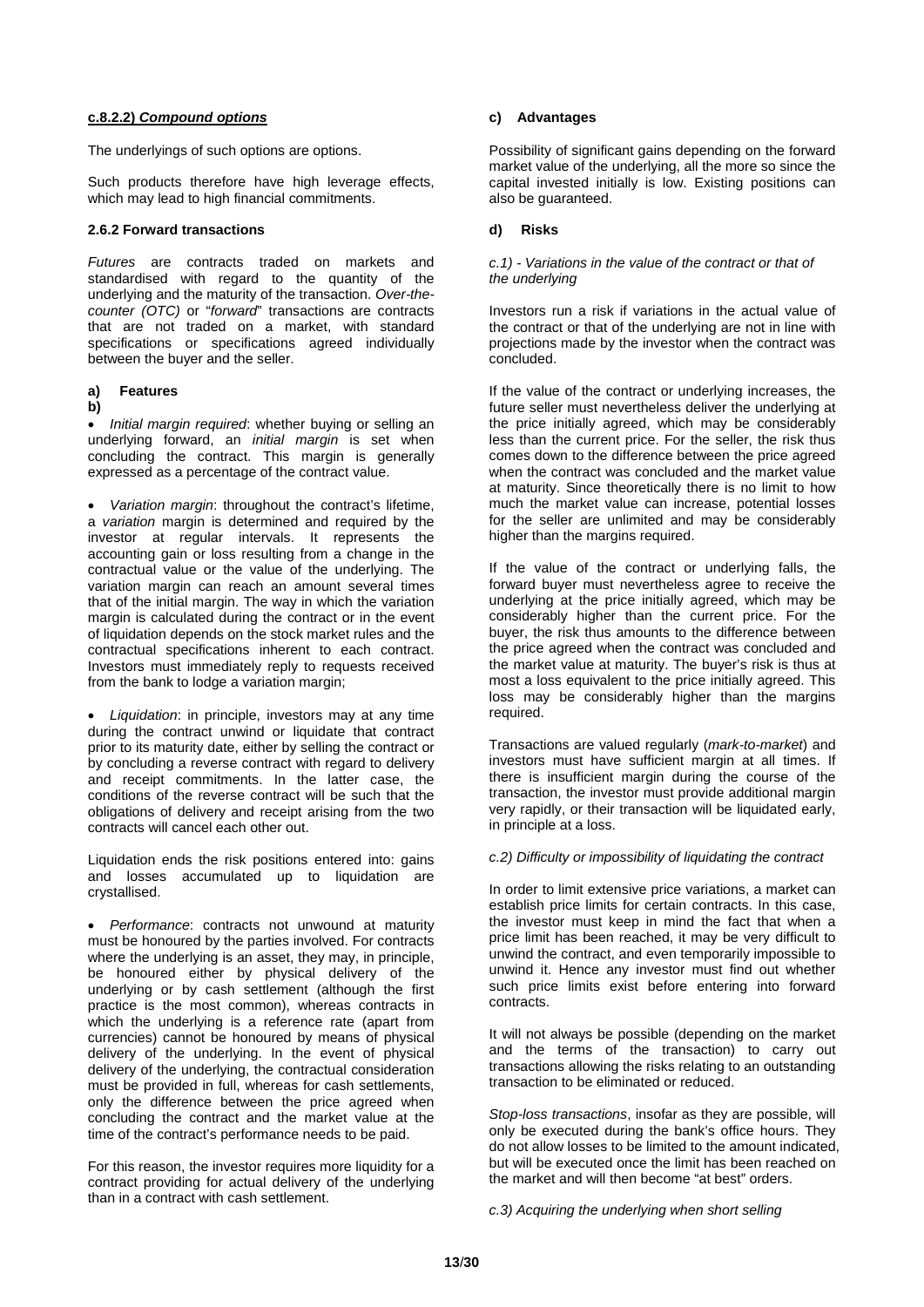#### c.8.2.2) *Compound options*

The underlyings of such options are options.

Such products therefore have high leverage effects, which may lead to high financial commitments.

### 2.6.2 Forward transactions

*Futures* are contracts traded on markets and standardised with regard to the quantity of the underlying and the maturity of the transaction. *Over-the-counter (OTC)* or "*forward*" transactions are contracts that are not traded on a market, with standard specifications or specifications agreed individually between the buyer and the seller.

#### a) Features

**b)**

- *Initial margin required*: whether buying or selling an underlying forward, an *initial margin* is set when concluding the contract. This margin is generally expressed as a percentage of the contract value.

- *Variation margin*: throughout the contract's lifetime, a *variation* margin is determined and required by the investor at regular intervals. It represents the accounting gain or loss resulting from a change in the contractual value or the value of the underlying. The variation margin can reach an amount several times that of the initial margin. The way in which the variation margin is calculated during the contract or in the event of liquidation depends on the stock market rules and the contractual specifications inherent to each contract. Investors must immediately reply to requests received from the bank to lodge a variation margin;

- *Liquidation*: in principle, investors may at any time during the contract unwind or liquidate that contract prior to its maturity date, either by selling the contract or by concluding a reverse contract with regard to delivery and receipt commitments. In the latter case, the conditions of the reverse contract will be such that the obligations of delivery and receipt arising from the two contracts will cancel each other out.

Liquidation ends the risk positions entered into: gains and losses accumulated up to liquidation are crystallised.

- *Performance*: contracts not unwound at maturity must be honoured by the parties involved. For contracts where the underlying is an asset, they may, in principle, be honoured either by physical delivery of the underlying or by cash settlement (although the first practice is the most common), whereas contracts in which the underlying is a reference rate (apart from currencies) cannot be honoured by means of physical delivery of the underlying. In the event of physical delivery of the underlying, the contractual consideration must be provided in full, whereas for cash settlements, only the difference between the price agreed when concluding the contract and the market value at the time of the contract's performance needs to be paid.

For this reason, the investor requires more liquidity for a contract providing for actual delivery of the underlying than in a contract with cash settlement.

#### c) Advantages

Possibility of significant gains depending on the forward market value of the underlying, all the more so since the capital invested initially is low. Existing positions can also be guaranteed.

#### d) Risks

*c.1) - Variations in the value of the contract or that of the underlying*

Investors run a risk if variations in the actual value of the contract or that of the underlying are not in line with projections made by the investor when the contract was concluded.

If the value of the contract or underlying increases, the future seller must nevertheless deliver the underlying at the price initially agreed, which may be considerably less than the current price. For the seller, the risk thus comes down to the difference between the price agreed when the contract was concluded and the market value at maturity. Since theoretically there is no limit to how much the market value can increase, potential losses for the seller are unlimited and may be considerably higher than the margins required.

If the value of the contract or underlying falls, the forward buyer must nevertheless agree to receive the underlying at the price initially agreed, which may be considerably higher than the current price. For the buyer, the risk thus amounts to the difference between the price agreed when the contract was concluded and the market value at maturity. The buyer's risk is thus at most a loss equivalent to the price initially agreed. This loss may be considerably higher than the margins required.

Transactions are valued regularly (*mark-to-market*) and investors must have sufficient margin at all times. If there is insufficient margin during the course of the transaction, the investor must provide additional margin very rapidly, or their transaction will be liquidated early, in principle at a loss.

*c.2) Difficulty or impossibility of liquidating the contract*

In order to limit extensive price variations, a market can establish price limits for certain contracts. In this case, the investor must keep in mind the fact that when a price limit has been reached, it may be very difficult to unwind the contract, and even temporarily impossible to unwind it. Hence any investor must find out whether such price limits exist before entering into forward contracts.

It will not always be possible (depending on the market and the terms of the transaction) to carry out transactions allowing the risks relating to an outstanding transaction to be eliminated or reduced.

*Stop-loss transactions*, insofar as they are possible, will only be executed during the bank's office hours. They do not allow losses to be limited to the amount indicated, but will be executed once the limit has been reached on the market and will then become "at best" orders.

*c.3) Acquiring the underlying when short selling*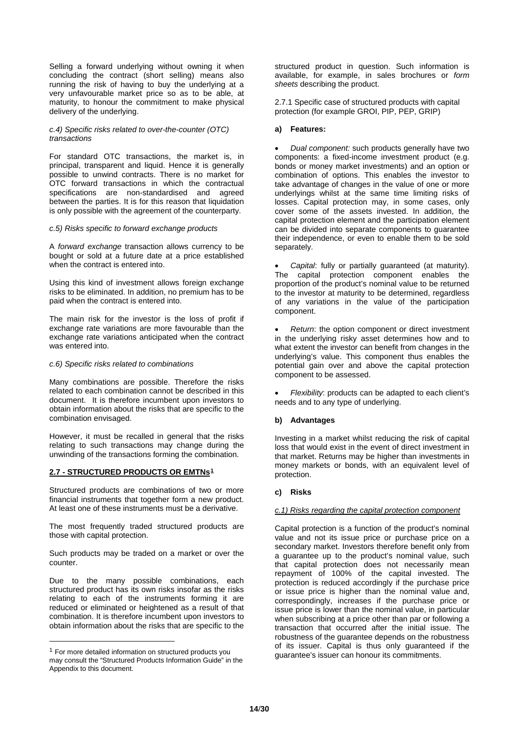Selling a forward underlying without owning it when concluding the contract (short selling) means also running the risk of having to buy the underlying at a very unfavourable market price so as to be able, at maturity, to honour the commitment to make physical delivery of the underlying.

*c.4) Specific risks related to over-the-counter (OTC) transactions*

For standard OTC transactions, the market is, in principal, transparent and liquid. Hence it is generally possible to unwind contracts. There is no market for OTC forward transactions in which the contractual specifications are non-standardised and agreed between the parties. It is for this reason that liquidation is only possible with the agreement of the counterparty.

*c.5) Risks specific to forward exchange products*

A *forward exchange* transaction allows currency to be bought or sold at a future date at a price established when the contract is entered into.

Using this kind of investment allows foreign exchange risks to be eliminated. In addition, no premium has to be paid when the contract is entered into.

The main risk for the investor is the loss of profit if exchange rate variations are more favourable than the exchange rate variations anticipated when the contract was entered into.

*c.6) Specific risks related to combinations*

Many combinations are possible. Therefore the risks related to each combination cannot be described in this document. It is therefore incumbent upon investors to obtain information about the risks that are specific to the combination envisaged.

However, it must be recalled in general that the risks relating to such transactions may change during the unwinding of the transactions forming the combination.

## 2.7 - STRUCTURED PRODUCTS OR EMTNs[1]

Structured products are combinations of two or more financial instruments that together form a new product. At least one of these instruments must be a derivative.

The most frequently traded structured products are those with capital protection.

Such products may be traded on a market or over the counter.

Due to the many possible combinations, each structured product has its own risks insofar as the risks relating to each of the instruments forming it are reduced or eliminated or heightened as a result of that combination. It is therefore incumbent upon investors to obtain information about the risks that are specific to the structured product in question. Such information is available, for example, in sales brochures or *form sheets* describing the product.

2.7.1 Specific case of structured products with capital protection (for example GROI, PIP, PEP, GRIP)

**a) Features:**

- *Dual component:* such products generally have two components: a fixed-income investment product (e.g. bonds or money market investments) and an option or combination of options. This enables the investor to take advantage of changes in the value of one or more underlyings whilst at the same time limiting risks of losses. Capital protection may, in some cases, only cover some of the assets invested. In addition, the capital protection element and the participation element can be divided into separate components to guarantee their independence, or even to enable them to be sold separately.
- *Capital*: fully or partially guaranteed (at maturity). The capital protection component enables the proportion of the product's nominal value to be returned to the investor at maturity to be determined, regardless of any variations in the value of the participation component.
- *Return*: the option component or direct investment in the underlying risky asset determines how and to what extent the investor can benefit from changes in the underlying's value. This component thus enables the potential gain over and above the capital protection component to be assessed.
- *Flexibility*: products can be adapted to each client's needs and to any type of underlying.

**b) Advantages**

Investing in a market whilst reducing the risk of capital loss that would exist in the event of direct investment in that market. Returns may be higher than investments in money markets or bonds, with an equivalent level of protection.

**c) Risks**

*c.1) Risks regarding the capital protection component*

Capital protection is a function of the product's nominal value and not its issue price or purchase price on a secondary market. Investors therefore benefit only from a guarantee up to the product's nominal value, such that capital protection does not necessarily mean repayment of 100% of the capital invested. The protection is reduced accordingly if the purchase price or issue price is higher than the nominal value and, correspondingly, increases if the purchase price or issue price is lower than the nominal value, in particular when subscribing at a price other than par or following a transaction that occurred after the initial issue. The robustness of the guarantee depends on the robustness of its issuer. Capital is thus only guaranteed if the guarantee's issuer can honour its commitments.

[1] For more detailed information on structured products you may consult the "Structured Products Information Guide" in the Appendix to this document.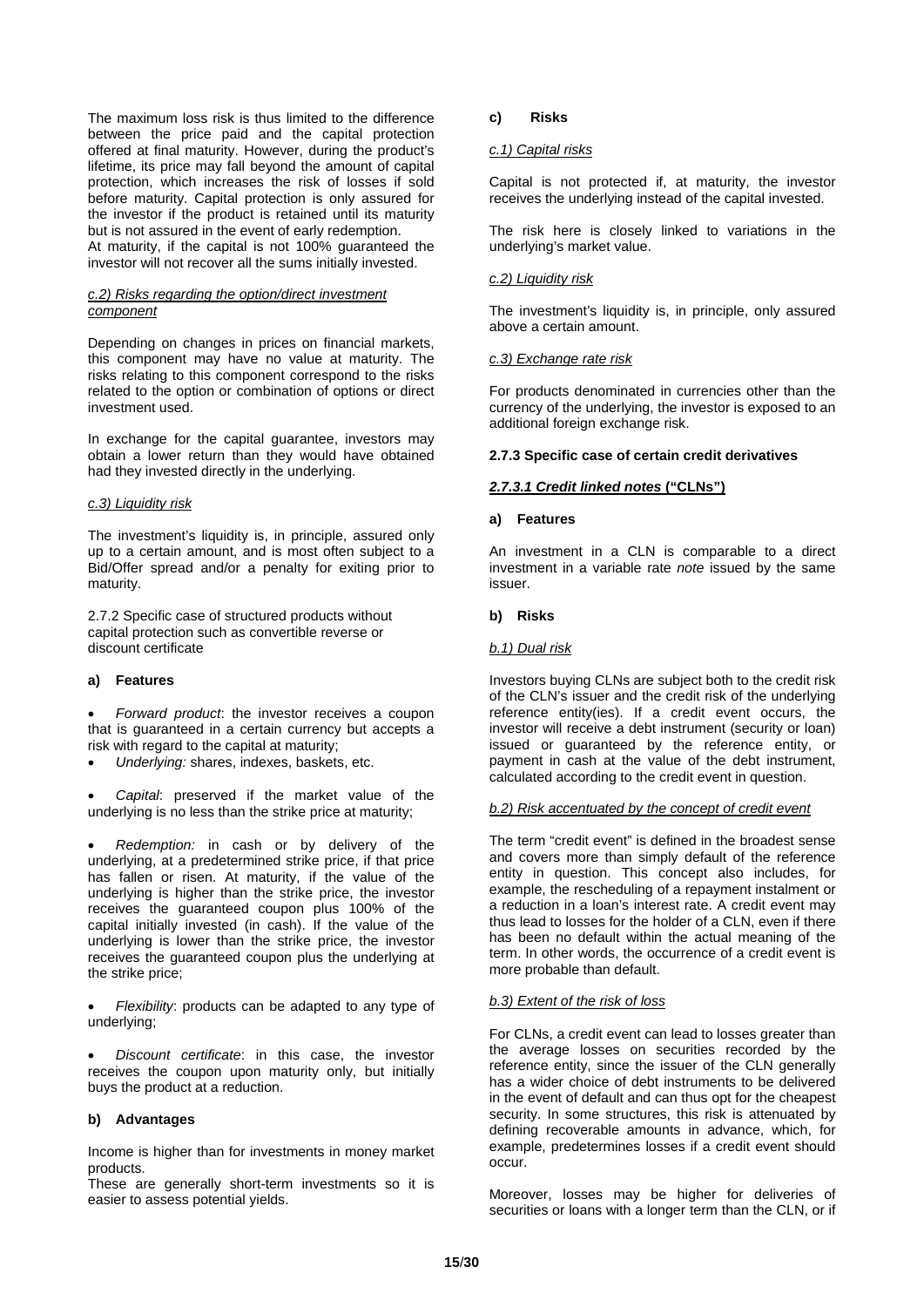The maximum loss risk is thus limited to the difference between the price paid and the capital protection offered at final maturity. However, during the product's lifetime, its price may fall beyond the amount of capital protection, which increases the risk of losses if sold before maturity. Capital protection is only assured for the investor if the product is retained until its maturity but is not assured in the event of early redemption.
At maturity, if the capital is not 100% guaranteed the investor will not recover all the sums initially invested.

*c.2) Risks regarding the option/direct investment component*

Depending on changes in prices on financial markets, this component may have no value at maturity. The risks relating to this component correspond to the risks related to the option or combination of options or direct investment used.

In exchange for the capital guarantee, investors may obtain a lower return than they would have obtained had they invested directly in the underlying.

*c.3) Liquidity risk*

The investment's liquidity is, in principle, assured only up to a certain amount, and is most often subject to a Bid/Offer spread and/or a penalty for exiting prior to maturity.

2.7.2 Specific case of structured products without capital protection such as convertible reverse or discount certificate

**a) Features**

- *Forward product*: the investor receives a coupon that is guaranteed in a certain currency but accepts a risk with regard to the capital at maturity;
- *Underlying:* shares, indexes, baskets, etc.
- *Capital*: preserved if the market value of the underlying is no less than the strike price at maturity;
- *Redemption:* in cash or by delivery of the underlying, at a predetermined strike price, if that price has fallen or risen. At maturity, if the value of the underlying is higher than the strike price, the investor receives the guaranteed coupon plus 100% of the capital initially invested (in cash). If the value of the underlying is lower than the strike price, the investor receives the guaranteed coupon plus the underlying at the strike price;
- *Flexibility*: products can be adapted to any type of underlying;
- *Discount certificate*: in this case, the investor receives the coupon upon maturity only, but initially buys the product at a reduction.

**b) Advantages**

Income is higher than for investments in money market products.
These are generally short-term investments so it is easier to assess potential yields.

**c) Risks**

*c.1) Capital risks*

Capital is not protected if, at maturity, the investor receives the underlying instead of the capital invested.

The risk here is closely linked to variations in the underlying's market value.

*c.2) Liquidity risk*

The investment's liquidity is, in principle, only assured above a certain amount.

*c.3) Exchange rate risk*

For products denominated in currencies other than the currency of the underlying, the investor is exposed to an additional foreign exchange risk.

**2.7.3 Specific case of certain credit derivatives**

***2.7.3.1 Credit linked notes* ("CLNs")**

**a) Features**

An investment in a CLN is comparable to a direct investment in a variable rate *note* issued by the same issuer.

**b) Risks**

*b.1) Dual risk*

Investors buying CLNs are subject both to the credit risk of the CLN's issuer and the credit risk of the underlying reference entity(ies). If a credit event occurs, the investor will receive a debt instrument (security or loan) issued or guaranteed by the reference entity, or payment in cash at the value of the debt instrument, calculated according to the credit event in question.

*b.2) Risk accentuated by the concept of credit event*

The term "credit event" is defined in the broadest sense and covers more than simply default of the reference entity in question. This concept also includes, for example, the rescheduling of a repayment instalment or a reduction in a loan's interest rate. A credit event may thus lead to losses for the holder of a CLN, even if there has been no default within the actual meaning of the term. In other words, the occurrence of a credit event is more probable than default.

*b.3) Extent of the risk of loss*

For CLNs, a credit event can lead to losses greater than the average losses on securities recorded by the reference entity, since the issuer of the CLN generally has a wider choice of debt instruments to be delivered in the event of default and can thus opt for the cheapest security. In some structures, this risk is attenuated by defining recoverable amounts in advance, which, for example, predetermines losses if a credit event should occur.

Moreover, losses may be higher for deliveries of securities or loans with a longer term than the CLN, or if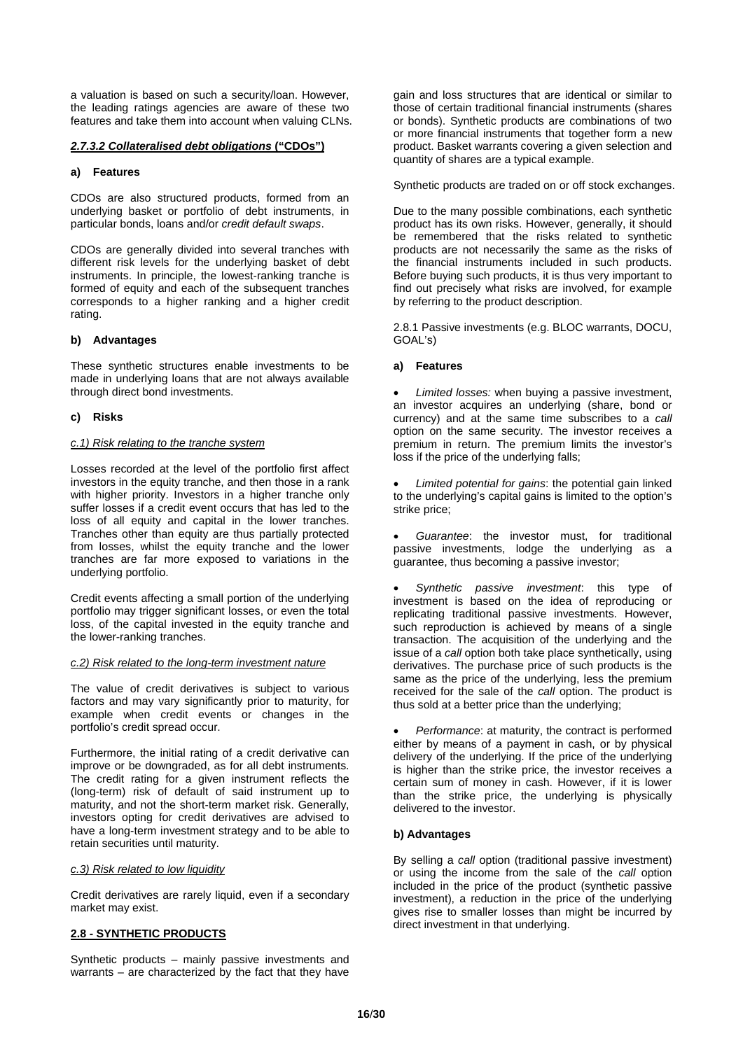a valuation is based on such a security/loan. However, the leading ratings agencies are aware of these two features and take them into account when valuing CLNs.

#### *2.7.3.2 Collateralised debt obligations* **("CDOs")**

**a) Features**

CDOs are also structured products, formed from an underlying basket or portfolio of debt instruments, in particular bonds, loans and/or *credit default swaps*.

CDOs are generally divided into several tranches with different risk levels for the underlying basket of debt instruments. In principle, the lowest-ranking tranche is formed of equity and each of the subsequent tranches corresponds to a higher ranking and a higher credit rating.

**b) Advantages**

These synthetic structures enable investments to be made in underlying loans that are not always available through direct bond investments.

**c) Risks**

*c.1) Risk relating to the tranche system*

Losses recorded at the level of the portfolio first affect investors in the equity tranche, and then those in a rank with higher priority. Investors in a higher tranche only suffer losses if a credit event occurs that has led to the loss of all equity and capital in the lower tranches. Tranches other than equity are thus partially protected from losses, whilst the equity tranche and the lower tranches are far more exposed to variations in the underlying portfolio.

Credit events affecting a small portion of the underlying portfolio may trigger significant losses, or even the total loss, of the capital invested in the equity tranche and the lower-ranking tranches.

*c.2) Risk related to the long-term investment nature*

The value of credit derivatives is subject to various factors and may vary significantly prior to maturity, for example when credit events or changes in the portfolio's credit spread occur.

Furthermore, the initial rating of a credit derivative can improve or be downgraded, as for all debt instruments. The credit rating for a given instrument reflects the (long-term) risk of default of said instrument up to maturity, and not the short-term market risk. Generally, investors opting for credit derivatives are advised to have a long-term investment strategy and to be able to retain securities until maturity.

*c.3) Risk related to low liquidity*

Credit derivatives are rarely liquid, even if a secondary market may exist.

### 2.8 - SYNTHETIC PRODUCTS

Synthetic products – mainly passive investments and warrants – are characterized by the fact that they have gain and loss structures that are identical or similar to those of certain traditional financial instruments (shares or bonds). Synthetic products are combinations of two or more financial instruments that together form a new product. Basket warrants covering a given selection and quantity of shares are a typical example.

Synthetic products are traded on or off stock exchanges.

Due to the many possible combinations, each synthetic product has its own risks. However, generally, it should be remembered that the risks related to synthetic products are not necessarily the same as the risks of the financial instruments included in such products. Before buying such products, it is thus very important to find out precisely what risks are involved, for example by referring to the product description.

2.8.1 Passive investments (e.g. BLOC warrants, DOCU, GOAL's)

**a) Features**

- *Limited losses:* when buying a passive investment, an investor acquires an underlying (share, bond or currency) and at the same time subscribes to a *call* option on the same security. The investor receives a premium in return. The premium limits the investor's loss if the price of the underlying falls;

- *Limited potential for gains*: the potential gain linked to the underlying's capital gains is limited to the option's strike price;

- *Guarantee*: the investor must, for traditional passive investments, lodge the underlying as a guarantee, thus becoming a passive investor;

- *Synthetic passive investment*: this type of investment is based on the idea of reproducing or replicating traditional passive investments. However, such reproduction is achieved by means of a single transaction. The acquisition of the underlying and the issue of a *call* option both take place synthetically, using derivatives. The purchase price of such products is the same as the price of the underlying, less the premium received for the sale of the *call* option. The product is thus sold at a better price than the underlying;

- *Performance*: at maturity, the contract is performed either by means of a payment in cash, or by physical delivery of the underlying. If the price of the underlying is higher than the strike price, the investor receives a certain sum of money in cash. However, if it is lower than the strike price, the underlying is physically delivered to the investor.

**b) Advantages**

By selling a *call* option (traditional passive investment) or using the income from the sale of the *call* option included in the price of the product (synthetic passive investment), a reduction in the price of the underlying gives rise to smaller losses than might be incurred by direct investment in that underlying.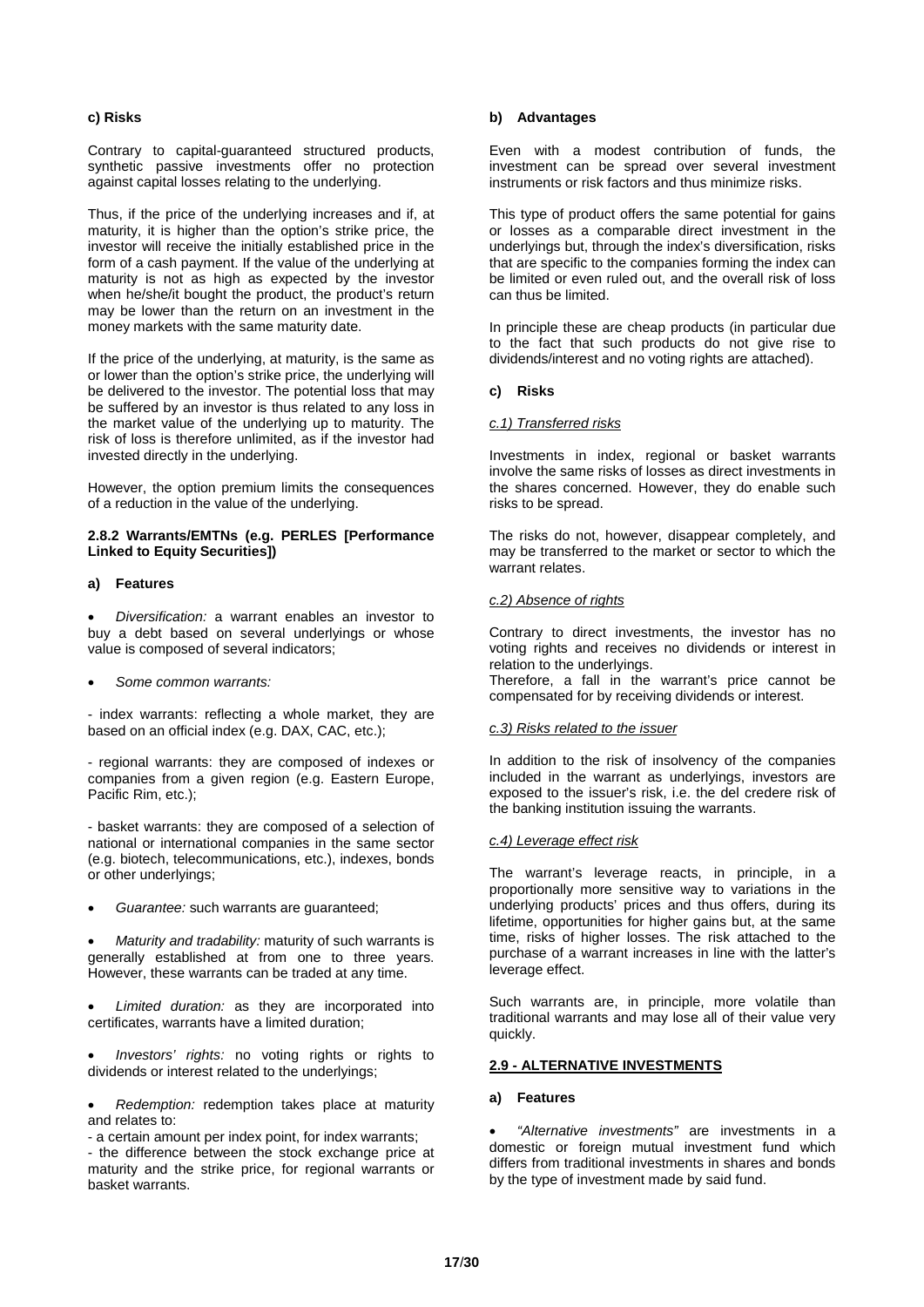**c) Risks**

Contrary to capital-guaranteed structured products, synthetic passive investments offer no protection against capital losses relating to the underlying.

Thus, if the price of the underlying increases and if, at maturity, it is higher than the option's strike price, the investor will receive the initially established price in the form of a cash payment. If the value of the underlying at maturity is not as high as expected by the investor when he/she/it bought the product, the product's return may be lower than the return on an investment in the money markets with the same maturity date.

If the price of the underlying, at maturity, is the same as or lower than the option's strike price, the underlying will be delivered to the investor. The potential loss that may be suffered by an investor is thus related to any loss in the market value of the underlying up to maturity. The risk of loss is therefore unlimited, as if the investor had invested directly in the underlying.

However, the option premium limits the consequences of a reduction in the value of the underlying.

### 2.8.2 Warrants/EMTNs (e.g. PERLES [Performance Linked to Equity Securities])

**a) Features**

- *Diversification:* a warrant enables an investor to buy a debt based on several underlyings or whose value is composed of several indicators;
- *Some common warrants:*

- index warrants: reflecting a whole market, they are based on an official index (e.g. DAX, CAC, etc.);

- regional warrants: they are composed of indexes or companies from a given region (e.g. Eastern Europe, Pacific Rim, etc.);

- basket warrants: they are composed of a selection of national or international companies in the same sector (e.g. biotech, telecommunications, etc.), indexes, bonds or other underlyings;

- *Guarantee:* such warrants are guaranteed;
- *Maturity and tradability:* maturity of such warrants is generally established at from one to three years. However, these warrants can be traded at any time.
- *Limited duration:* as they are incorporated into certificates, warrants have a limited duration;
- *Investors' rights:* no voting rights or rights to dividends or interest related to the underlyings;
- *Redemption:* redemption takes place at maturity and relates to:

- a certain amount per index point, for index warrants;
- the difference between the stock exchange price at maturity and the strike price, for regional warrants or basket warrants.

**b) Advantages**

Even with a modest contribution of funds, the investment can be spread over several investment instruments or risk factors and thus minimize risks.

This type of product offers the same potential for gains or losses as a comparable direct investment in the underlyings but, through the index's diversification, risks that are specific to the companies forming the index can be limited or even ruled out, and the overall risk of loss can thus be limited.

In principle these are cheap products (in particular due to the fact that such products do not give rise to dividends/interest and no voting rights are attached).

**c) Risks**

*c.1) Transferred risks*

Investments in index, regional or basket warrants involve the same risks of losses as direct investments in the shares concerned. However, they do enable such risks to be spread.

The risks do not, however, disappear completely, and may be transferred to the market or sector to which the warrant relates.

*c.2) Absence of rights*

Contrary to direct investments, the investor has no voting rights and receives no dividends or interest in relation to the underlyings.
Therefore, a fall in the warrant's price cannot be compensated for by receiving dividends or interest.

*c.3) Risks related to the issuer*

In addition to the risk of insolvency of the companies included in the warrant as underlyings, investors are exposed to the issuer's risk, i.e. the del credere risk of the banking institution issuing the warrants.

*c.4) Leverage effect risk*

The warrant's leverage reacts, in principle, in a proportionally more sensitive way to variations in the underlying products' prices and thus offers, during its lifetime, opportunities for higher gains but, at the same time, risks of higher losses. The risk attached to the purchase of a warrant increases in line with the latter's leverage effect.

Such warrants are, in principle, more volatile than traditional warrants and may lose all of their value very quickly.

## 2.9 - ALTERNATIVE INVESTMENTS

**a) Features**

- *"Alternative investments"* are investments in a domestic or foreign mutual investment fund which differs from traditional investments in shares and bonds by the type of investment made by said fund.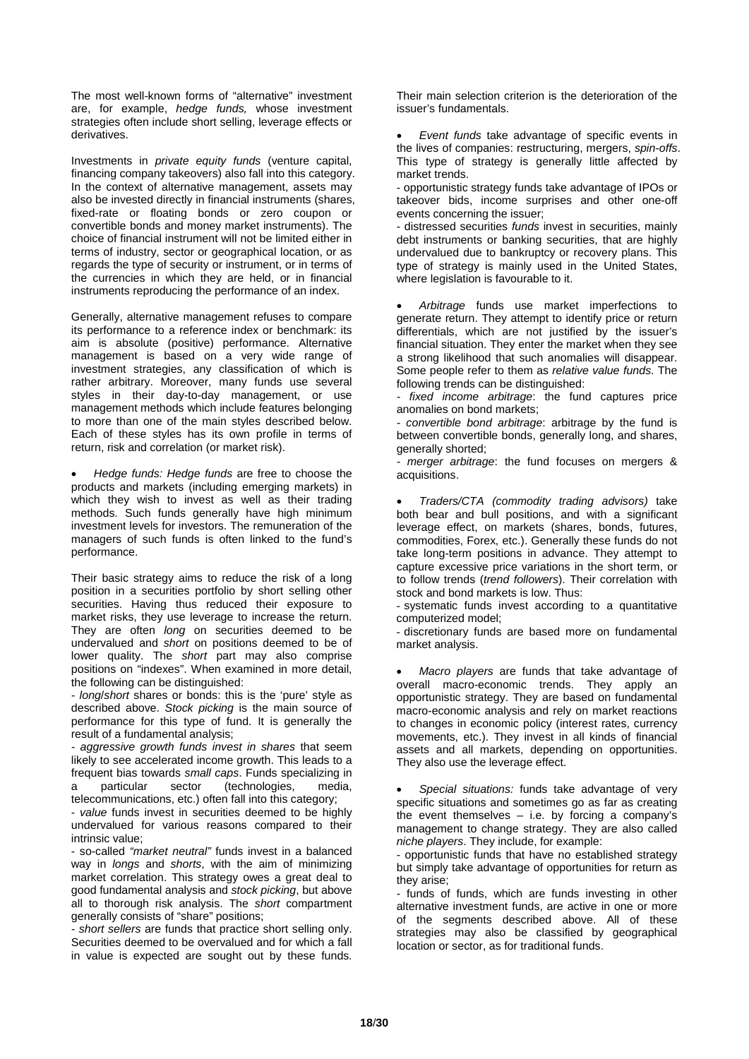The most well-known forms of "alternative" investment are, for example, *hedge funds,* whose investment strategies often include short selling, leverage effects or derivatives.

Investments in *private equity funds* (venture capital, financing company takeovers) also fall into this category. In the context of alternative management, assets may also be invested directly in financial instruments (shares, fixed-rate or floating bonds or zero coupon or convertible bonds and money market instruments). The choice of financial instrument will not be limited either in terms of industry, sector or geographical location, or as regards the type of security or instrument, or in terms of the currencies in which they are held, or in financial instruments reproducing the performance of an index.

Generally, alternative management refuses to compare its performance to a reference index or benchmark: its aim is absolute (positive) performance. Alternative management is based on a very wide range of investment strategies, any classification of which is rather arbitrary. Moreover, many funds use several styles in their day-to-day management, or use management methods which include features belonging to more than one of the main styles described below. Each of these styles has its own profile in terms of return, risk and correlation (or market risk).

- *Hedge funds: Hedge funds* are free to choose the products and markets (including emerging markets) in which they wish to invest as well as their trading methods. Such funds generally have high minimum investment levels for investors. The remuneration of the managers of such funds is often linked to the fund's performance.

Their basic strategy aims to reduce the risk of a long position in a securities portfolio by short selling other securities. Having thus reduced their exposure to market risks, they use leverage to increase the return. They are often *long* on securities deemed to be undervalued and *short* on positions deemed to be of lower quality. The *short* part may also comprise positions on "indexes". When examined in more detail, the following can be distinguished:

- *long/short* shares or bonds: this is the 'pure' style as described above. *Stock picking* is the main source of performance for this type of fund. It is generally the result of a fundamental analysis;
- *aggressive growth funds invest in shares* that seem likely to see accelerated income growth. This leads to a frequent bias towards *small caps*. Funds specializing in a particular sector (technologies, media, telecommunications, etc.) often fall into this category;
- *value* funds invest in securities deemed to be highly undervalued for various reasons compared to their intrinsic value;
- so-called *"market neutral"* funds invest in a balanced way in *longs* and *shorts*, with the aim of minimizing market correlation. This strategy owes a great deal to good fundamental analysis and *stock picking*, but above all to thorough risk analysis. The *short* compartment generally consists of "share" positions;
- *short sellers* are funds that practice short selling only. Securities deemed to be overvalued and for which a fall in value is expected are sought out by these funds. Their main selection criterion is the deterioration of the issuer's fundamentals.

- *Event funds* take advantage of specific events in the lives of companies: restructuring, mergers, *spin-offs*. This type of strategy is generally little affected by market trends.
  - opportunistic strategy funds take advantage of IPOs or takeover bids, income surprises and other one-off events concerning the issuer;
  - distressed securities *funds* invest in securities, mainly debt instruments or banking securities, that are highly undervalued due to bankruptcy or recovery plans. This type of strategy is mainly used in the United States, where legislation is favourable to it.

- *Arbitrage* funds use market imperfections to generate return. They attempt to identify price or return differentials, which are not justified by the issuer's financial situation. They enter the market when they see a strong likelihood that such anomalies will disappear. Some people refer to them as *relative value funds*. The following trends can be distinguished:
  - *fixed income arbitrage*: the fund captures price anomalies on bond markets;
  - *convertible bond arbitrage*: arbitrage by the fund is between convertible bonds, generally long, and shares, generally shorted;
  - *merger arbitrage*: the fund focuses on mergers & acquisitions.

- *Traders/CTA (commodity trading advisors)* take both bear and bull positions, and with a significant leverage effect, on markets (shares, bonds, futures, commodities, Forex, etc.). Generally these funds do not take long-term positions in advance. They attempt to capture excessive price variations in the short term, or to follow trends (*trend followers*). Their correlation with stock and bond markets is low. Thus:
  - systematic funds invest according to a quantitative computerized model;
  - discretionary funds are based more on fundamental market analysis.

- *Macro players* are funds that take advantage of overall macro-economic trends. They apply an opportunistic strategy. They are based on fundamental macro-economic analysis and rely on market reactions to changes in economic policy (interest rates, currency movements, etc.). They invest in all kinds of financial assets and all markets, depending on opportunities. They also use the leverage effect.

- *Special situations:* funds take advantage of very specific situations and sometimes go as far as creating the event themselves – i.e. by forcing a company's management to change strategy. They are also called *niche players*. They include, for example:
  - opportunistic funds that have no established strategy but simply take advantage of opportunities for return as they arise;
  - funds of funds, which are funds investing in other alternative investment funds, are active in one or more of the segments described above. All of these strategies may also be classified by geographical location or sector, as for traditional funds.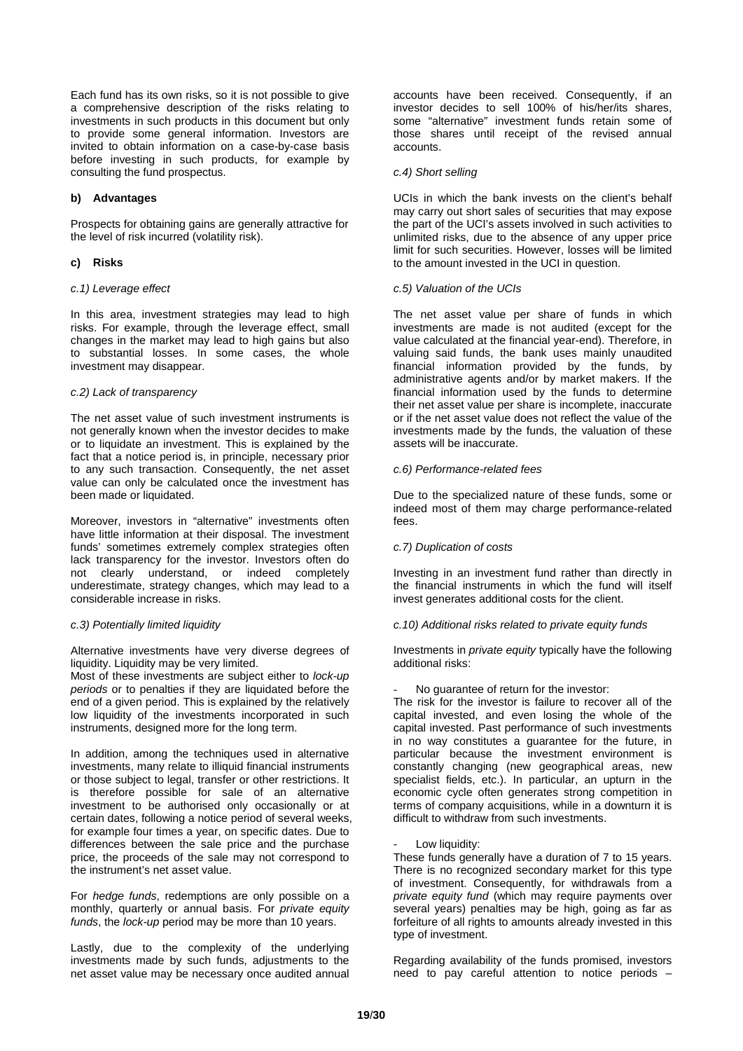Each fund has its own risks, so it is not possible to give a comprehensive description of the risks relating to investments in such products in this document but only to provide some general information. Investors are invited to obtain information on a case-by-case basis before investing in such products, for example by consulting the fund prospectus.

**b) Advantages**

Prospects for obtaining gains are generally attractive for the level of risk incurred (volatility risk).

**c) Risks**

*c.1) Leverage effect*

In this area, investment strategies may lead to high risks. For example, through the leverage effect, small changes in the market may lead to high gains but also to substantial losses. In some cases, the whole investment may disappear.

*c.2) Lack of transparency*

The net asset value of such investment instruments is not generally known when the investor decides to make or to liquidate an investment. This is explained by the fact that a notice period is, in principle, necessary prior to any such transaction. Consequently, the net asset value can only be calculated once the investment has been made or liquidated.

Moreover, investors in "alternative" investments often have little information at their disposal. The investment funds' sometimes extremely complex strategies often lack transparency for the investor. Investors often do not clearly understand, or indeed completely underestimate, strategy changes, which may lead to a considerable increase in risks.

*c.3) Potentially limited liquidity*

Alternative investments have very diverse degrees of liquidity. Liquidity may be very limited.
Most of these investments are subject either to *lock-up periods* or to penalties if they are liquidated before the end of a given period. This is explained by the relatively low liquidity of the investments incorporated in such instruments, designed more for the long term.

In addition, among the techniques used in alternative investments, many relate to illiquid financial instruments or those subject to legal, transfer or other restrictions. It is therefore possible for sale of an alternative investment to be authorised only occasionally or at certain dates, following a notice period of several weeks, for example four times a year, on specific dates. Due to differences between the sale price and the purchase price, the proceeds of the sale may not correspond to the instrument's net asset value.

For *hedge funds*, redemptions are only possible on a monthly, quarterly or annual basis. For *private equity funds*, the *lock-up* period may be more than 10 years.

Lastly, due to the complexity of the underlying investments made by such funds, adjustments to the net asset value may be necessary once audited annual accounts have been received. Consequently, if an investor decides to sell 100% of his/her/its shares, some "alternative" investment funds retain some of those shares until receipt of the revised annual accounts.

*c.4) Short selling*

UCIs in which the bank invests on the client's behalf may carry out short sales of securities that may expose the part of the UCI's assets involved in such activities to unlimited risks, due to the absence of any upper price limit for such securities. However, losses will be limited to the amount invested in the UCI in question.

*c.5) Valuation of the UCIs*

The net asset value per share of funds in which investments are made is not audited (except for the value calculated at the financial year-end). Therefore, in valuing said funds, the bank uses mainly unaudited financial information provided by the funds, by administrative agents and/or by market makers. If the financial information used by the funds to determine their net asset value per share is incomplete, inaccurate or if the net asset value does not reflect the value of the investments made by the funds, the valuation of these assets will be inaccurate.

*c.6) Performance-related fees*

Due to the specialized nature of these funds, some or indeed most of them may charge performance-related fees.

*c.7) Duplication of costs*

Investing in an investment fund rather than directly in the financial instruments in which the fund will itself invest generates additional costs for the client.

*c.10) Additional risks related to private equity funds*

Investments in *private equity* typically have the following additional risks:

- No guarantee of return for the investor:

The risk for the investor is failure to recover all of the capital invested, and even losing the whole of the capital invested. Past performance of such investments in no way constitutes a guarantee for the future, in particular because the investment environment is constantly changing (new geographical areas, new specialist fields, etc.). In particular, an upturn in the economic cycle often generates strong competition in terms of company acquisitions, while in a downturn it is difficult to withdraw from such investments.

- Low liquidity:

These funds generally have a duration of 7 to 15 years. There is no recognized secondary market for this type of investment. Consequently, for withdrawals from a *private equity fund* (which may require payments over several years) penalties may be high, going as far as forfeiture of all rights to amounts already invested in this type of investment.

Regarding availability of the funds promised, investors need to pay careful attention to notice periods –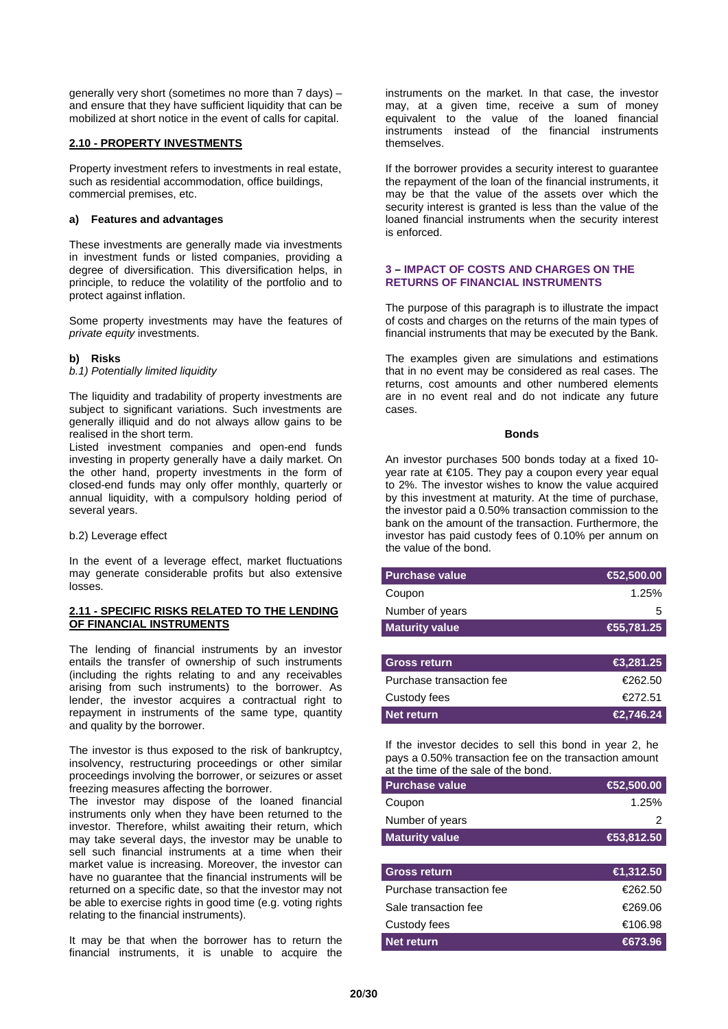generally very short (sometimes no more than 7 days) – and ensure that they have sufficient liquidity that can be mobilized at short notice in the event of calls for capital.

## 2.10 - PROPERTY INVESTMENTS

Property investment refers to investments in real estate, such as residential accommodation, office buildings, commercial premises, etc.

### a) Features and advantages

These investments are generally made via investments in investment funds or listed companies, providing a degree of diversification. This diversification helps, in principle, to reduce the volatility of the portfolio and to protect against inflation.

Some property investments may have the features of *private equity* investments.

### b) Risks

*b.1) Potentially limited liquidity*

The liquidity and tradability of property investments are subject to significant variations. Such investments are generally illiquid and do not always allow gains to be realised in the short term.

Listed investment companies and open-end funds investing in property generally have a daily market. On the other hand, property investments in the form of closed-end funds may only offer monthly, quarterly or annual liquidity, with a compulsory holding period of several years.

b.2) Leverage effect

In the event of a leverage effect, market fluctuations may generate considerable profits but also extensive losses.

## 2.11 - SPECIFIC RISKS RELATED TO THE LENDING OF FINANCIAL INSTRUMENTS

The lending of financial instruments by an investor entails the transfer of ownership of such instruments (including the rights relating to and any receivables arising from such instruments) to the borrower. As lender, the investor acquires a contractual right to repayment in instruments of the same type, quantity and quality by the borrower.

The investor is thus exposed to the risk of bankruptcy, insolvency, restructuring proceedings or other similar proceedings involving the borrower, or seizures or asset freezing measures affecting the borrower.

The investor may dispose of the loaned financial instruments only when they have been returned to the investor. Therefore, whilst awaiting their return, which may take several days, the investor may be unable to sell such financial instruments at a time when their market value is increasing. Moreover, the investor can have no guarantee that the financial instruments will be returned on a specific date, so that the investor may not be able to exercise rights in good time (e.g. voting rights relating to the financial instruments).

It may be that when the borrower has to return the financial instruments, it is unable to acquire the instruments on the market. In that case, the investor may, at a given time, receive a sum of money equivalent to the value of the loaned financial instruments instead of the financial instruments themselves.

If the borrower provides a security interest to guarantee the repayment of the loan of the financial instruments, it may be that the value of the assets over which the security interest is granted is less than the value of the loaned financial instruments when the security interest is enforced.

## 3 – IMPACT OF COSTS AND CHARGES ON THE RETURNS OF FINANCIAL INSTRUMENTS

The purpose of this paragraph is to illustrate the impact of costs and charges on the returns of the main types of financial instruments that may be executed by the Bank.

The examples given are simulations and estimations that in no event may be considered as real cases. The returns, cost amounts and other numbered elements are in no event real and do not indicate any future cases.

**Bonds**

An investor purchases 500 bonds today at a fixed 10-year rate at €105. They pay a coupon every year equal to 2%. The investor wishes to know the value acquired by this investment at maturity. At the time of purchase, the investor paid a 0.50% transaction commission to the bank on the amount of the transaction. Furthermore, the investor has paid custody fees of 0.10% per annum on the value of the bond.

| Purchase value | €52,500.00 |
|---|---|
| Coupon | 1.25% |
| Number of years | 5 |
| **Maturity value** | **€55,781.25** |

| Gross return | €3,281.25 |
|---|---|
| Purchase transaction fee | €262.50 |
| Custody fees | €272.51 |
| **Net return** | **€2,746.24** |

If the investor decides to sell this bond in year 2, he pays a 0.50% transaction fee on the transaction amount at the time of the sale of the bond.

| Purchase value | €52,500.00 |
|---|---|
| Coupon | 1.25% |
| Number of years | 2 |
| **Maturity value** | **€53,812.50** |

| Gross return | €1,312.50 |
|---|---|
| Purchase transaction fee | €262.50 |
| Sale transaction fee | €269.06 |
| Custody fees | €106.98 |
| **Net return** | **€673.96** |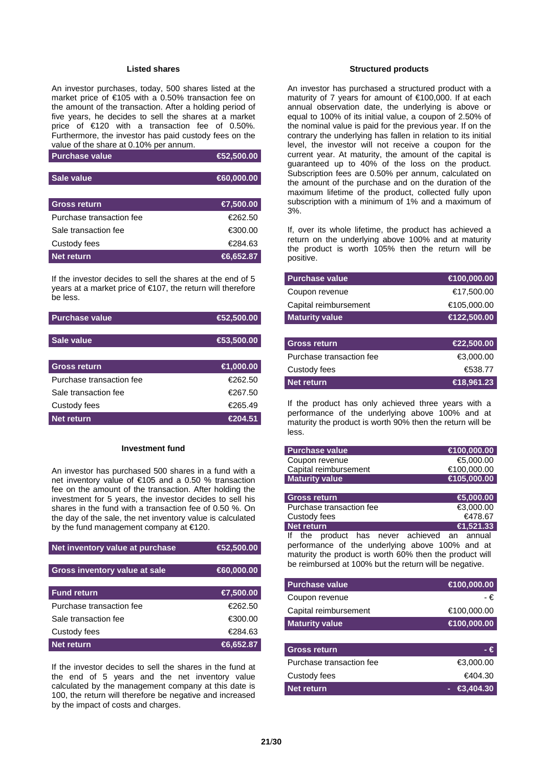### Listed shares

An investor purchases, today, 500 shares listed at the market price of €105 with a 0.50% transaction fee on the amount of the transaction. After a holding period of five years, he decides to sell the shares at a market price of €120 with a transaction fee of 0.50%. Furthermore, the investor has paid custody fees on the value of the share at 0.10% per annum.

| Purchase value | €52,500.00 |
|---|---|
| Sale value | €60,000.00 |
| Gross return | €7,500.00 |
| Purchase transaction fee | €262.50 |
| Sale transaction fee | €300.00 |
| Custody fees | €284.63 |
| Net return | €6,652.87 |

If the investor decides to sell the shares at the end of 5 years at a market price of €107, the return will therefore be less.

| Purchase value | €52,500.00 |
|---|---|
| Sale value | €53,500.00 |
| Gross return | €1,000.00 |
| Purchase transaction fee | €262.50 |
| Sale transaction fee | €267.50 |
| Custody fees | €265.49 |
| Net return | €204.51 |

### Investment fund

An investor has purchased 500 shares in a fund with a net inventory value of €105 and a 0.50 % transaction fee on the amount of the transaction. After holding the investment for 5 years, the investor decides to sell his shares in the fund with a transaction fee of 0.50 %. On the day of the sale, the net inventory value is calculated by the fund management company at €120.

| Net inventory value at purchase | €52,500.00 |
|---|---|
| Gross inventory value at sale | €60,000.00 |
| Fund return | €7,500.00 |
| Purchase transaction fee | €262.50 |
| Sale transaction fee | €300.00 |
| Custody fees | €284.63 |
| Net return | €6,652.87 |

If the investor decides to sell the shares in the fund at the end of 5 years and the net inventory value calculated by the management company at this date is 100, the return will therefore be negative and increased by the impact of costs and charges.

### Structured products

An investor has purchased a structured product with a maturity of 7 years for amount of €100,000. If at each annual observation date, the underlying is above or equal to 100% of its initial value, a coupon of 2.50% of the nominal value is paid for the previous year. If on the contrary the underlying has fallen in relation to its initial level, the investor will not receive a coupon for the current year. At maturity, the amount of the capital is guaranteed up to 40% of the loss on the product. Subscription fees are 0.50% per annum, calculated on the amount of the purchase and on the duration of the maximum lifetime of the product, collected fully upon subscription with a minimum of 1% and a maximum of 3%.

If, over its whole lifetime, the product has achieved a return on the underlying above 100% and at maturity the product is worth 105% then the return will be positive.

| Purchase value | €100,000.00 |
|---|---|
| Coupon revenue | €17,500.00 |
| Capital reimbursement | €105,000.00 |
| Maturity value | €122,500.00 |
| Gross return | €22,500.00 |
| Purchase transaction fee | €3,000.00 |
| Custody fees | €538.77 |
| Net return | €18,961.23 |

If the product has only achieved three years with a performance of the underlying above 100% and at maturity the product is worth 90% then the return will be less.

| Purchase value | €100,000.00 |
|---|---|
| Coupon revenue | €5,000.00 |
| Capital reimbursement | €100,000.00 |
| Maturity value | €105,000.00 |
| Gross return | €5,000.00 |
| Purchase transaction fee | €3,000.00 |
| Custody fees | €478.67 |
| Net return | €1,521.33 |

If the product has never achieved an annual performance of the underlying above 100% and at maturity the product is worth 60% then the product will be reimbursed at 100% but the return will be negative.

| Purchase value | €100,000.00 |
|---|---|
| Coupon revenue | - € |
| Capital reimbursement | €100,000.00 |
| Maturity value | €100,000.00 |
| Gross return | - € |
| Purchase transaction fee | €3,000.00 |
| Custody fees | €404.30 |
| Net return | - €3,404.30 |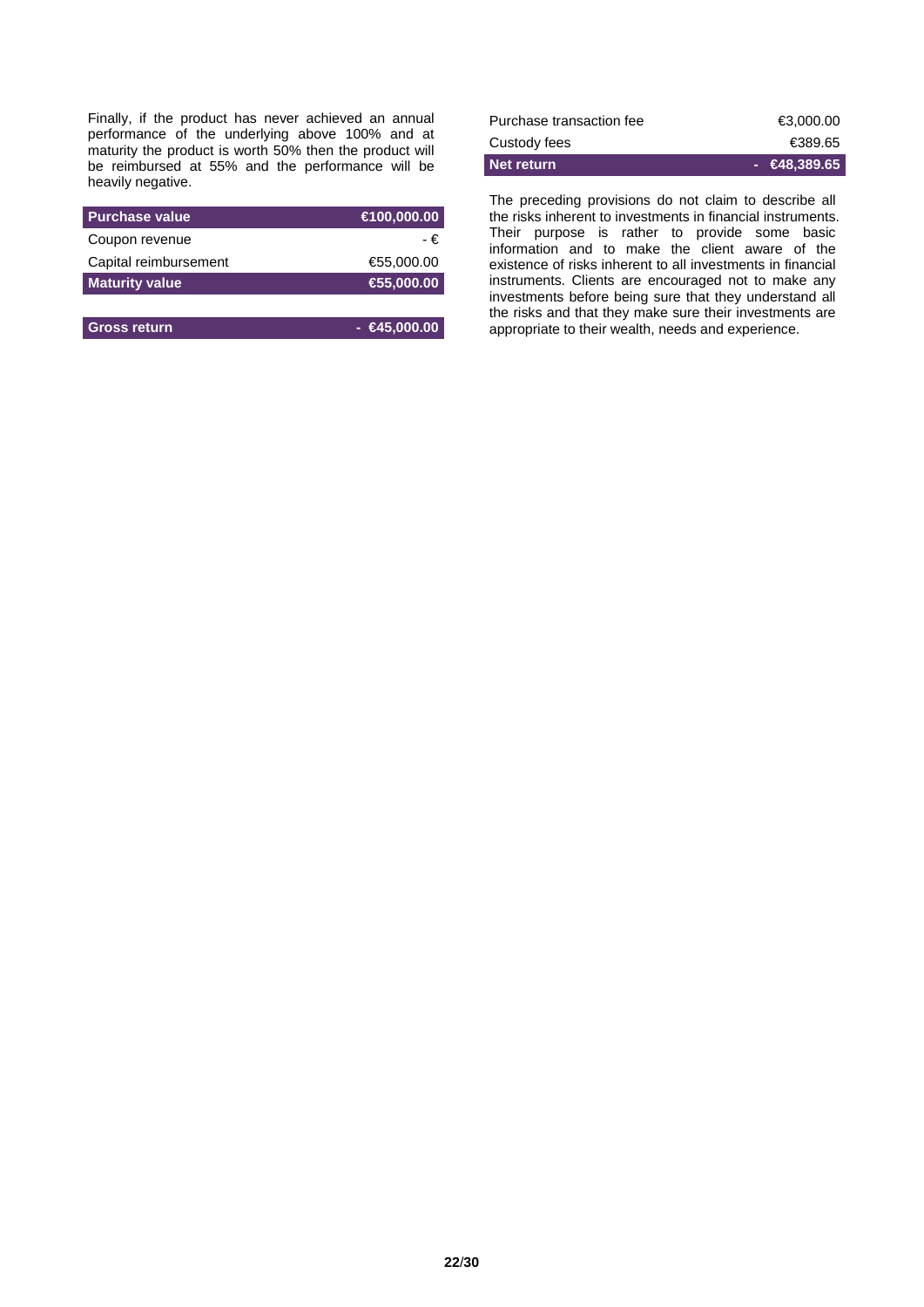Finally, if the product has never achieved an annual performance of the underlying above 100% and at maturity the product is worth 50% then the product will be reimbursed at 55% and the performance will be heavily negative.

| **Purchase value** | **€100,000.00** |
|---|---|
| Coupon revenue | - € |
| Capital reimbursement | €55,000.00 |
| **Maturity value** | **€55,000.00** |
| | |
| **Gross return** | **- €45,000.00** |
| Purchase transaction fee | €3,000.00 |
| Custody fees | €389.65 |
| **Net return** | **- €48,389.65** |

The preceding provisions do not claim to describe all the risks inherent to investments in financial instruments. Their purpose is rather to provide some basic information and to make the client aware of the existence of risks inherent to all investments in financial instruments. Clients are encouraged not to make any investments before being sure that they understand all the risks and that they make sure their investments are appropriate to their wealth, needs and experience.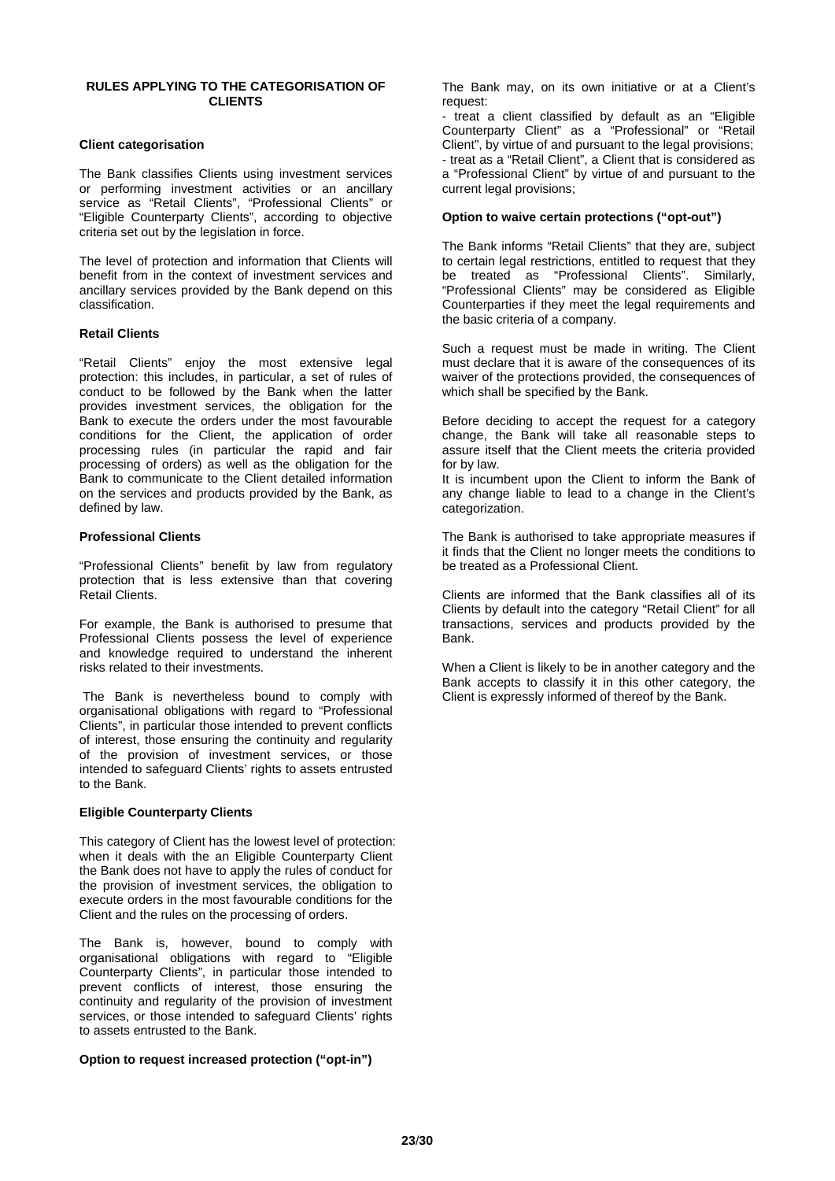## RULES APPLYING TO THE CATEGORISATION OF CLIENTS

### Client categorisation

The Bank classifies Clients using investment services or performing investment activities or an ancillary service as "Retail Clients", "Professional Clients" or "Eligible Counterparty Clients", according to objective criteria set out by the legislation in force.

The level of protection and information that Clients will benefit from in the context of investment services and ancillary services provided by the Bank depend on this classification.

### Retail Clients

"Retail Clients" enjoy the most extensive legal protection: this includes, in particular, a set of rules of conduct to be followed by the Bank when the latter provides investment services, the obligation for the Bank to execute the orders under the most favourable conditions for the Client, the application of order processing rules (in particular the rapid and fair processing of orders) as well as the obligation for the Bank to communicate to the Client detailed information on the services and products provided by the Bank, as defined by law.

### Professional Clients

"Professional Clients" benefit by law from regulatory protection that is less extensive than that covering Retail Clients.

For example, the Bank is authorised to presume that Professional Clients possess the level of experience and knowledge required to understand the inherent risks related to their investments.

The Bank is nevertheless bound to comply with organisational obligations with regard to "Professional Clients", in particular those intended to prevent conflicts of interest, those ensuring the continuity and regularity of the provision of investment services, or those intended to safeguard Clients' rights to assets entrusted to the Bank.

### Eligible Counterparty Clients

This category of Client has the lowest level of protection: when it deals with the an Eligible Counterparty Client the Bank does not have to apply the rules of conduct for the provision of investment services, the obligation to execute orders in the most favourable conditions for the Client and the rules on the processing of orders.

The Bank is, however, bound to comply with organisational obligations with regard to "Eligible Counterparty Clients", in particular those intended to prevent conflicts of interest, those ensuring the continuity and regularity of the provision of investment services, or those intended to safeguard Clients' rights to assets entrusted to the Bank.

### Option to request increased protection ("opt-in")

The Bank may, on its own initiative or at a Client's request:

- treat a client classified by default as an "Eligible Counterparty Client" as a "Professional" or "Retail Client", by virtue of and pursuant to the legal provisions;
- treat as a "Retail Client", a Client that is considered as a "Professional Client" by virtue of and pursuant to the current legal provisions;

### Option to waive certain protections ("opt-out")

The Bank informs "Retail Clients" that they are, subject to certain legal restrictions, entitled to request that they be treated as "Professional Clients". Similarly, "Professional Clients" may be considered as Eligible Counterparties if they meet the legal requirements and the basic criteria of a company.

Such a request must be made in writing. The Client must declare that it is aware of the consequences of its waiver of the protections provided, the consequences of which shall be specified by the Bank.

Before deciding to accept the request for a category change, the Bank will take all reasonable steps to assure itself that the Client meets the criteria provided for by law.

It is incumbent upon the Client to inform the Bank of any change liable to lead to a change in the Client's categorization.

The Bank is authorised to take appropriate measures if it finds that the Client no longer meets the conditions to be treated as a Professional Client.

Clients are informed that the Bank classifies all of its Clients by default into the category "Retail Client" for all transactions, services and products provided by the Bank.

When a Client is likely to be in another category and the Bank accepts to classify it in this other category, the Client is expressly informed of thereof by the Bank.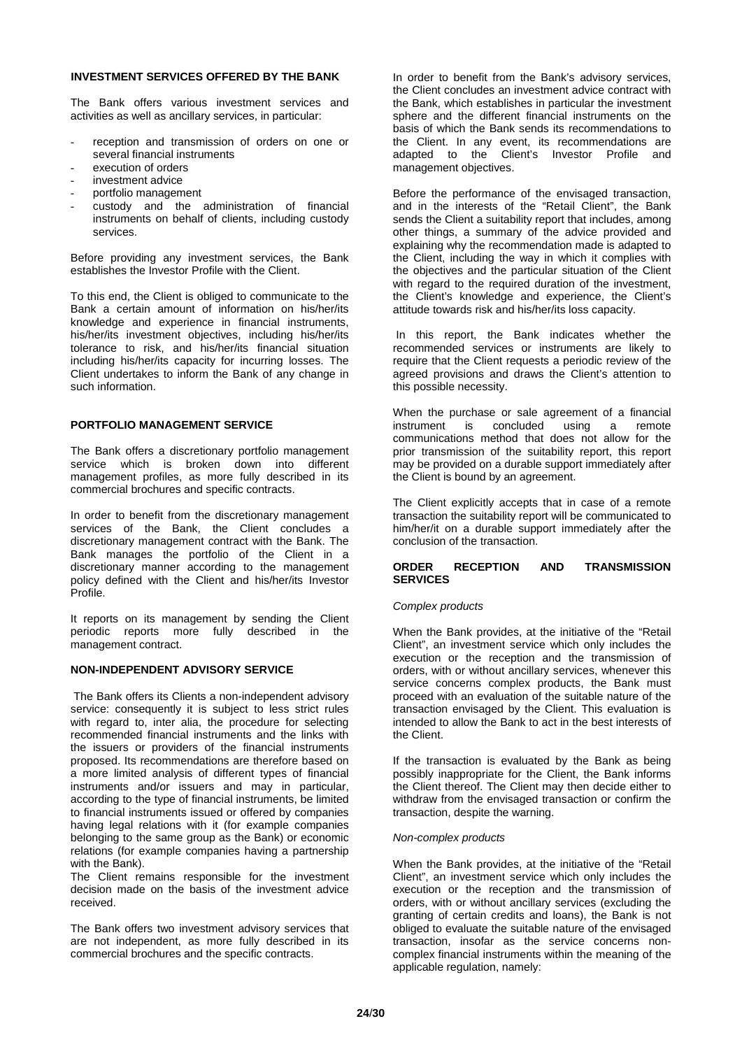## INVESTMENT SERVICES OFFERED BY THE BANK

The Bank offers various investment services and activities as well as ancillary services, in particular:

- reception and transmission of orders on one or several financial instruments
- execution of orders
- investment advice
- portfolio management
- custody and the administration of financial instruments on behalf of clients, including custody services.

Before providing any investment services, the Bank establishes the Investor Profile with the Client.

To this end, the Client is obliged to communicate to the Bank a certain amount of information on his/her/its knowledge and experience in financial instruments, his/her/its investment objectives, including his/her/its tolerance to risk, and his/her/its financial situation including his/her/its capacity for incurring losses. The Client undertakes to inform the Bank of any change in such information.

## PORTFOLIO MANAGEMENT SERVICE

The Bank offers a discretionary portfolio management service which is broken down into different management profiles, as more fully described in its commercial brochures and specific contracts.

In order to benefit from the discretionary management services of the Bank, the Client concludes a discretionary management contract with the Bank. The Bank manages the portfolio of the Client in a discretionary manner according to the management policy defined with the Client and his/her/its Investor Profile.

It reports on its management by sending the Client periodic reports more fully described in the management contract.

## NON-INDEPENDENT ADVISORY SERVICE

The Bank offers its Clients a non-independent advisory service: consequently it is subject to less strict rules with regard to, inter alia, the procedure for selecting recommended financial instruments and the links with the issuers or providers of the financial instruments proposed. Its recommendations are therefore based on a more limited analysis of different types of financial instruments and/or issuers and may in particular, according to the type of financial instruments, be limited to financial instruments issued or offered by companies having legal relations with it (for example companies belonging to the same group as the Bank) or economic relations (for example companies having a partnership with the Bank).

The Client remains responsible for the investment decision made on the basis of the investment advice received.

The Bank offers two investment advisory services that are not independent, as more fully described in its commercial brochures and the specific contracts.

In order to benefit from the Bank's advisory services, the Client concludes an investment advice contract with the Bank, which establishes in particular the investment sphere and the different financial instruments on the basis of which the Bank sends its recommendations to the Client. In any event, its recommendations are adapted to the Client's Investor Profile and management objectives.

Before the performance of the envisaged transaction, and in the interests of the "Retail Client", the Bank sends the Client a suitability report that includes, among other things, a summary of the advice provided and explaining why the recommendation made is adapted to the Client, including the way in which it complies with the objectives and the particular situation of the Client with regard to the required duration of the investment, the Client's knowledge and experience, the Client's attitude towards risk and his/her/its loss capacity.

In this report, the Bank indicates whether the recommended services or instruments are likely to require that the Client requests a periodic review of the agreed provisions and draws the Client's attention to this possible necessity.

When the purchase or sale agreement of a financial instrument is concluded using a remote communications method that does not allow for the prior transmission of the suitability report, this report may be provided on a durable support immediately after the Client is bound by an agreement.

The Client explicitly accepts that in case of a remote transaction the suitability report will be communicated to him/her/it on a durable support immediately after the conclusion of the transaction.

## ORDER RECEPTION AND TRANSMISSION SERVICES

*Complex products*

When the Bank provides, at the initiative of the "Retail Client", an investment service which only includes the execution or the reception and the transmission of orders, with or without ancillary services, whenever this service concerns complex products, the Bank must proceed with an evaluation of the suitable nature of the transaction envisaged by the Client. This evaluation is intended to allow the Bank to act in the best interests of the Client.

If the transaction is evaluated by the Bank as being possibly inappropriate for the Client, the Bank informs the Client thereof. The Client may then decide either to withdraw from the envisaged transaction or confirm the transaction, despite the warning.

*Non-complex products*

When the Bank provides, at the initiative of the "Retail Client", an investment service which only includes the execution or the reception and the transmission of orders, with or without ancillary services (excluding the granting of certain credits and loans), the Bank is not obliged to evaluate the suitable nature of the envisaged transaction, insofar as the service concerns non-complex financial instruments within the meaning of the applicable regulation, namely: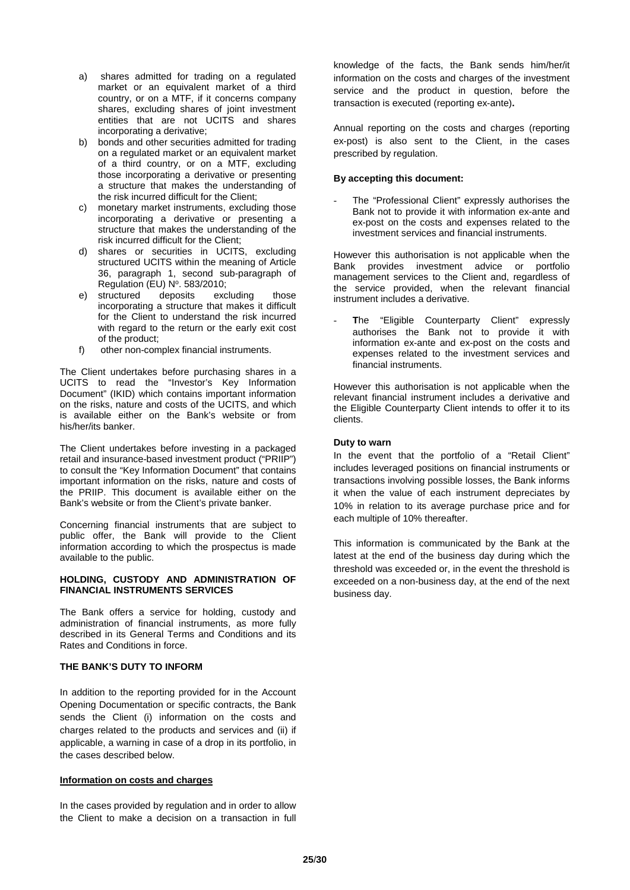a) shares admitted for trading on a regulated market or an equivalent market of a third country, or on a MTF, if it concerns company shares, excluding shares of joint investment entities that are not UCITS and shares incorporating a derivative;
b) bonds and other securities admitted for trading on a regulated market or an equivalent market of a third country, or on a MTF, excluding those incorporating a derivative or presenting a structure that makes the understanding of the risk incurred difficult for the Client;
c) monetary market instruments, excluding those incorporating a derivative or presenting a structure that makes the understanding of the risk incurred difficult for the Client;
d) shares or securities in UCITS, excluding structured UCITS within the meaning of Article 36, paragraph 1, second sub-paragraph of Regulation (EU) Nº. 583/2010;
e) structured deposits excluding those incorporating a structure that makes it difficult for the Client to understand the risk incurred with regard to the return or the early exit cost of the product;
f) other non-complex financial instruments.

The Client undertakes before purchasing shares in a UCITS to read the "Investor's Key Information Document" (IKID) which contains important information on the risks, nature and costs of the UCITS, and which is available either on the Bank's website or from his/her/its banker.

The Client undertakes before investing in a packaged retail and insurance-based investment product ("PRIIP") to consult the "Key Information Document" that contains important information on the risks, nature and costs of the PRIIP. This document is available either on the Bank's website or from the Client's private banker.

Concerning financial instruments that are subject to public offer, the Bank will provide to the Client information according to which the prospectus is made available to the public.

**HOLDING, CUSTODY AND ADMINISTRATION OF FINANCIAL INSTRUMENTS SERVICES**

The Bank offers a service for holding, custody and administration of financial instruments, as more fully described in its General Terms and Conditions and its Rates and Conditions in force.

**THE BANK'S DUTY TO INFORM**

In addition to the reporting provided for in the Account Opening Documentation or specific contracts, the Bank sends the Client (i) information on the costs and charges related to the products and services and (ii) if applicable, a warning in case of a drop in its portfolio, in the cases described below.

**Information on costs and charges**

In the cases provided by regulation and in order to allow the Client to make a decision on a transaction in full knowledge of the facts, the Bank sends him/her/it information on the costs and charges of the investment service and the product in question, before the transaction is executed (reporting ex-ante)**.**

Annual reporting on the costs and charges (reporting ex-post) is also sent to the Client, in the cases prescribed by regulation.

**By accepting this document:**

- The "Professional Client" expressly authorises the Bank not to provide it with information ex-ante and ex-post on the costs and expenses related to the investment services and financial instruments.

However this authorisation is not applicable when the Bank provides investment advice or portfolio management services to the Client and, regardless of the service provided, when the relevant financial instrument includes a derivative.

- **T**he "Eligible Counterparty Client" expressly authorises the Bank not to provide it with information ex-ante and ex-post on the costs and expenses related to the investment services and financial instruments.

However this authorisation is not applicable when the relevant financial instrument includes a derivative and the Eligible Counterparty Client intends to offer it to its clients.

**Duty to warn**

In the event that the portfolio of a "Retail Client" includes leveraged positions on financial instruments or transactions involving possible losses, the Bank informs it when the value of each instrument depreciates by 10% in relation to its average purchase price and for each multiple of 10% thereafter.

This information is communicated by the Bank at the latest at the end of the business day during which the threshold was exceeded or, in the event the threshold is exceeded on a non-business day, at the end of the next business day.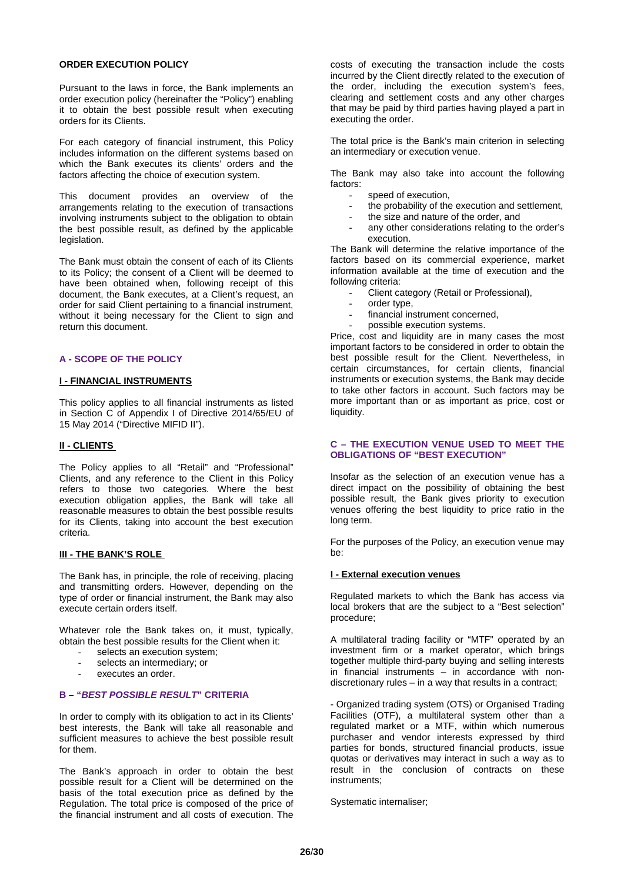**ORDER EXECUTION POLICY**

Pursuant to the laws in force, the Bank implements an order execution policy (hereinafter the "Policy") enabling it to obtain the best possible result when executing orders for its Clients.

For each category of financial instrument, this Policy includes information on the different systems based on which the Bank executes its clients' orders and the factors affecting the choice of execution system.

This document provides an overview of the arrangements relating to the execution of transactions involving instruments subject to the obligation to obtain the best possible result, as defined by the applicable legislation.

The Bank must obtain the consent of each of its Clients to its Policy; the consent of a Client will be deemed to have been obtained when, following receipt of this document, the Bank executes, at a Client's request, an order for said Client pertaining to a financial instrument, without it being necessary for the Client to sign and return this document.

## A - SCOPE OF THE POLICY

### I - FINANCIAL INSTRUMENTS

This policy applies to all financial instruments as listed in Section C of Appendix I of Directive 2014/65/EU of 15 May 2014 ("Directive MIFID II").

### II - CLIENTS

The Policy applies to all "Retail" and "Professional" Clients, and any reference to the Client in this Policy refers to those two categories. Where the best execution obligation applies, the Bank will take all reasonable measures to obtain the best possible results for its Clients, taking into account the best execution criteria.

### III - THE BANK'S ROLE

The Bank has, in principle, the role of receiving, placing and transmitting orders. However, depending on the type of order or financial instrument, the Bank may also execute certain orders itself.

Whatever role the Bank takes on, it must, typically, obtain the best possible results for the Client when it:

- selects an execution system;
- selects an intermediary; or
- executes an order.

## B – "*BEST POSSIBLE RESULT*" CRITERIA

In order to comply with its obligation to act in its Clients' best interests, the Bank will take all reasonable and sufficient measures to achieve the best possible result for them.

The Bank's approach in order to obtain the best possible result for a Client will be determined on the basis of the total execution price as defined by the Regulation. The total price is composed of the price of the financial instrument and all costs of execution. The costs of executing the transaction include the costs incurred by the Client directly related to the execution of the order, including the execution system's fees, clearing and settlement costs and any other charges that may be paid by third parties having played a part in executing the order.

The total price is the Bank's main criterion in selecting an intermediary or execution venue.

The Bank may also take into account the following factors:

- speed of execution,
- the probability of the execution and settlement,
- the size and nature of the order, and
- any other considerations relating to the order's execution.

The Bank will determine the relative importance of the factors based on its commercial experience, market information available at the time of execution and the following criteria:

- Client category (Retail or Professional),
- order type,
- financial instrument concerned,
- possible execution systems.

Price, cost and liquidity are in many cases the most important factors to be considered in order to obtain the best possible result for the Client. Nevertheless, in certain circumstances, for certain clients, financial instruments or execution systems, the Bank may decide to take other factors in account. Such factors may be more important than or as important as price, cost or liquidity.

## C – THE EXECUTION VENUE USED TO MEET THE OBLIGATIONS OF "BEST EXECUTION"

Insofar as the selection of an execution venue has a direct impact on the possibility of obtaining the best possible result, the Bank gives priority to execution venues offering the best liquidity to price ratio in the long term.

For the purposes of the Policy, an execution venue may be:

### I - External execution venues

Regulated markets to which the Bank has access via local brokers that are the subject to a "Best selection" procedure;

A multilateral trading facility or "MTF" operated by an investment firm or a market operator, which brings together multiple third-party buying and selling interests in financial instruments – in accordance with non-discretionary rules – in a way that results in a contract;

- Organized trading system (OTS) or Organised Trading Facilities (OTF), a multilateral system other than a regulated market or a MTF, within which numerous purchaser and vendor interests expressed by third parties for bonds, structured financial products, issue quotas or derivatives may interact in such a way as to result in the conclusion of contracts on these instruments;

Systematic internaliser;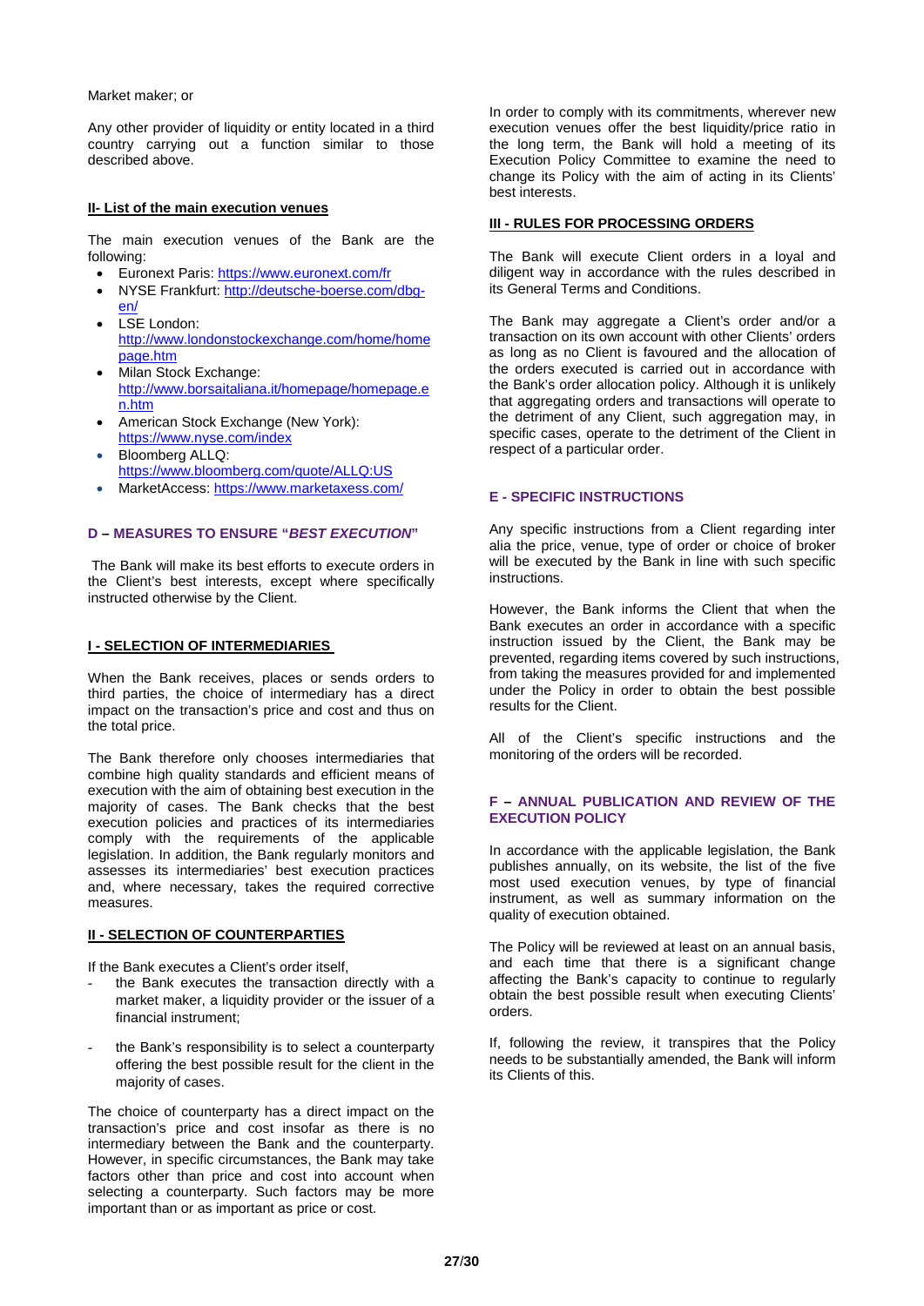Market maker; or

Any other provider of liquidity or entity located in a third country carrying out a function similar to those described above.

### II- List of the main execution venues

The main execution venues of the Bank are the following:

- Euronext Paris: https://www.euronext.com/fr
- NYSE Frankfurt: http://deutsche-boerse.com/dbg-en/
- LSE London: http://www.londonstockexchange.com/home/homepage.htm
- Milan Stock Exchange: http://www.borsaitaliana.it/homepage/homepage.en.htm
- American Stock Exchange (New York): https://www.nyse.com/index
- Bloomberg ALLQ: https://www.bloomberg.com/quote/ALLQ:US
- MarketAccess: https://www.marketaxess.com/

## D – MEASURES TO ENSURE "*BEST EXECUTION*"

The Bank will make its best efforts to execute orders in the Client's best interests, except where specifically instructed otherwise by the Client.

### I - SELECTION OF INTERMEDIARIES

When the Bank receives, places or sends orders to third parties, the choice of intermediary has a direct impact on the transaction's price and cost and thus on the total price.

The Bank therefore only chooses intermediaries that combine high quality standards and efficient means of execution with the aim of obtaining best execution in the majority of cases. The Bank checks that the best execution policies and practices of its intermediaries comply with the requirements of the applicable legislation. In addition, the Bank regularly monitors and assesses its intermediaries' best execution practices and, where necessary, takes the required corrective measures.

### II - SELECTION OF COUNTERPARTIES

If the Bank executes a Client's order itself,

- the Bank executes the transaction directly with a market maker, a liquidity provider or the issuer of a financial instrument;
- the Bank's responsibility is to select a counterparty offering the best possible result for the client in the majority of cases.

The choice of counterparty has a direct impact on the transaction's price and cost insofar as there is no intermediary between the Bank and the counterparty. However, in specific circumstances, the Bank may take factors other than price and cost into account when selecting a counterparty. Such factors may be more important than or as important as price or cost.

In order to comply with its commitments, wherever new execution venues offer the best liquidity/price ratio in the long term, the Bank will hold a meeting of its Execution Policy Committee to examine the need to change its Policy with the aim of acting in its Clients' best interests.

### III - RULES FOR PROCESSING ORDERS

The Bank will execute Client orders in a loyal and diligent way in accordance with the rules described in its General Terms and Conditions.

The Bank may aggregate a Client's order and/or a transaction on its own account with other Clients' orders as long as no Client is favoured and the allocation of the orders executed is carried out in accordance with the Bank's order allocation policy. Although it is unlikely that aggregating orders and transactions will operate to the detriment of any Client, such aggregation may, in specific cases, operate to the detriment of the Client in respect of a particular order.

## E - SPECIFIC INSTRUCTIONS

Any specific instructions from a Client regarding inter alia the price, venue, type of order or choice of broker will be executed by the Bank in line with such specific instructions.

However, the Bank informs the Client that when the Bank executes an order in accordance with a specific instruction issued by the Client, the Bank may be prevented, regarding items covered by such instructions, from taking the measures provided for and implemented under the Policy in order to obtain the best possible results for the Client.

All of the Client's specific instructions and the monitoring of the orders will be recorded.

## F – ANNUAL PUBLICATION AND REVIEW OF THE EXECUTION POLICY

In accordance with the applicable legislation, the Bank publishes annually, on its website, the list of the five most used execution venues, by type of financial instrument, as well as summary information on the quality of execution obtained.

The Policy will be reviewed at least on an annual basis, and each time that there is a significant change affecting the Bank's capacity to continue to regularly obtain the best possible result when executing Clients' orders.

If, following the review, it transpires that the Policy needs to be substantially amended, the Bank will inform its Clients of this.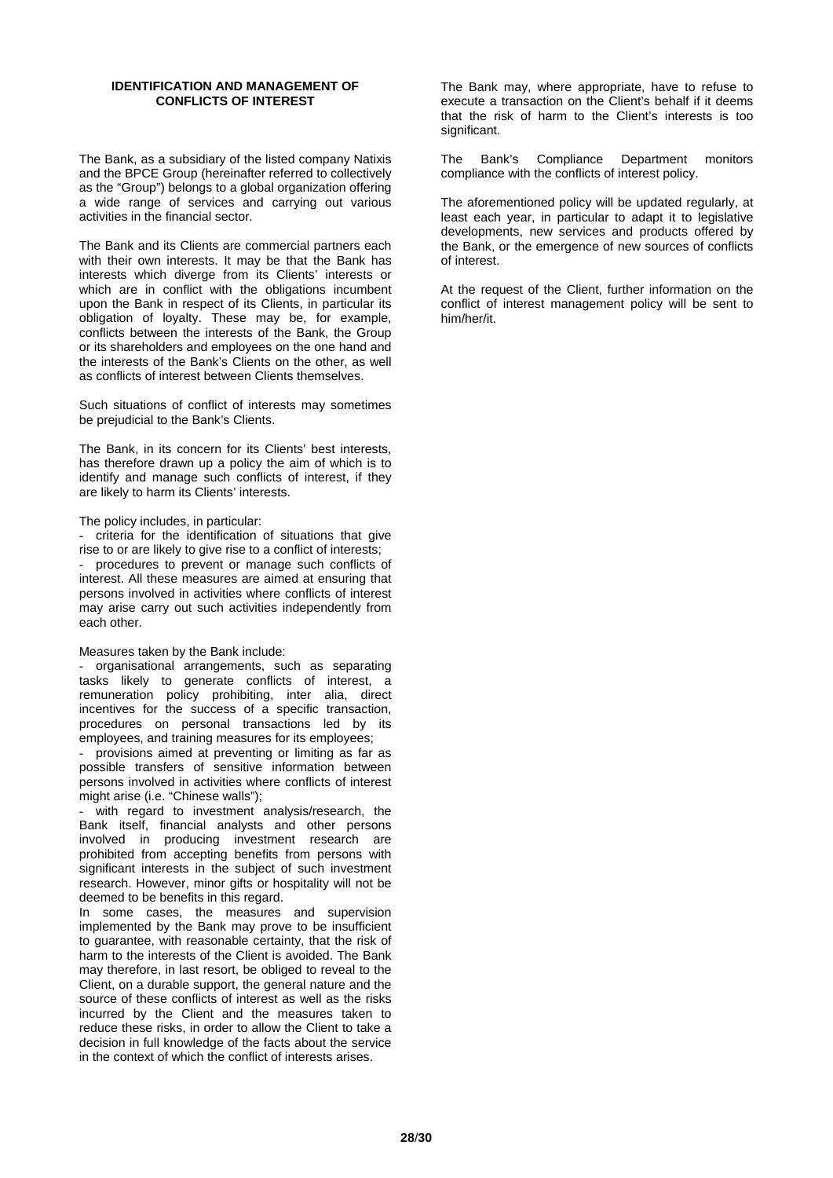## IDENTIFICATION AND MANAGEMENT OF CONFLICTS OF INTEREST

The Bank, as a subsidiary of the listed company Natixis and the BPCE Group (hereinafter referred to collectively as the "Group") belongs to a global organization offering a wide range of services and carrying out various activities in the financial sector.

The Bank and its Clients are commercial partners each with their own interests. It may be that the Bank has interests which diverge from its Clients' interests or which are in conflict with the obligations incumbent upon the Bank in respect of its Clients, in particular its obligation of loyalty. These may be, for example, conflicts between the interests of the Bank, the Group or its shareholders and employees on the one hand and the interests of the Bank's Clients on the other, as well as conflicts of interest between Clients themselves.

Such situations of conflict of interests may sometimes be prejudicial to the Bank's Clients.

The Bank, in its concern for its Clients' best interests, has therefore drawn up a policy the aim of which is to identify and manage such conflicts of interest, if they are likely to harm its Clients' interests.

The policy includes, in particular:

- criteria for the identification of situations that give rise to or are likely to give rise to a conflict of interests;
- procedures to prevent or manage such conflicts of interest. All these measures are aimed at ensuring that persons involved in activities where conflicts of interest may arise carry out such activities independently from each other.

Measures taken by the Bank include:

- organisational arrangements, such as separating tasks likely to generate conflicts of interest, a remuneration policy prohibiting, inter alia, direct incentives for the success of a specific transaction, procedures on personal transactions led by its employees, and training measures for its employees;
- provisions aimed at preventing or limiting as far as possible transfers of sensitive information between persons involved in activities where conflicts of interest might arise (i.e. "Chinese walls");
- with regard to investment analysis/research, the Bank itself, financial analysts and other persons involved in producing investment research are prohibited from accepting benefits from persons with significant interests in the subject of such investment research. However, minor gifts or hospitality will not be deemed to be benefits in this regard.

In some cases, the measures and supervision implemented by the Bank may prove to be insufficient to guarantee, with reasonable certainty, that the risk of harm to the interests of the Client is avoided. The Bank may therefore, in last resort, be obliged to reveal to the Client, on a durable support, the general nature and the source of these conflicts of interest as well as the risks incurred by the Client and the measures taken to reduce these risks, in order to allow the Client to take a decision in full knowledge of the facts about the service in the context of which the conflict of interests arises.

The Bank may, where appropriate, have to refuse to execute a transaction on the Client's behalf if it deems that the risk of harm to the Client's interests is too significant.

The Bank's Compliance Department monitors compliance with the conflicts of interest policy.

The aforementioned policy will be updated regularly, at least each year, in particular to adapt it to legislative developments, new services and products offered by the Bank, or the emergence of new sources of conflicts of interest.

At the request of the Client, further information on the conflict of interest management policy will be sent to him/her/it.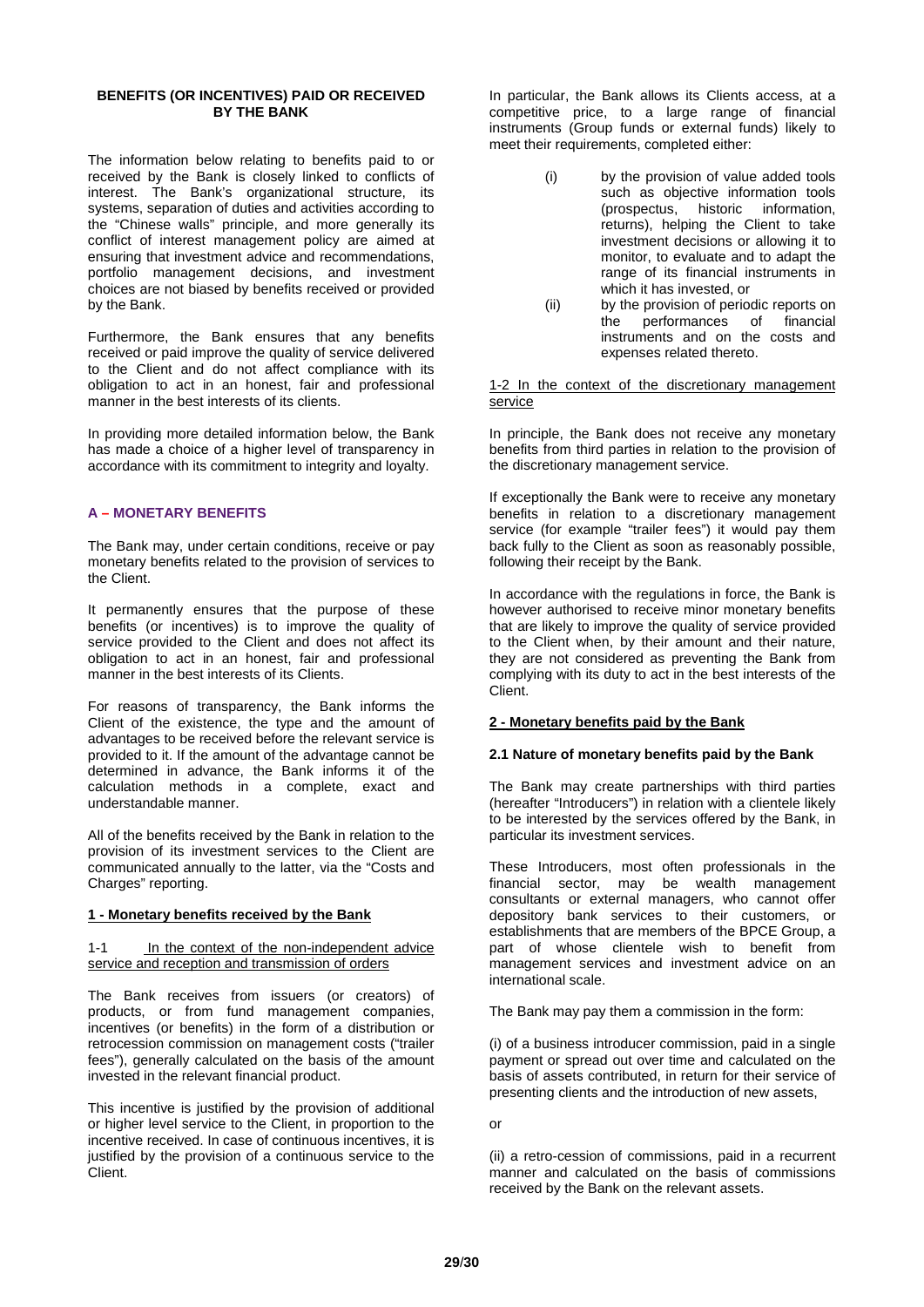## BENEFITS (OR INCENTIVES) PAID OR RECEIVED BY THE BANK

The information below relating to benefits paid to or received by the Bank is closely linked to conflicts of interest. The Bank's organizational structure, its systems, separation of duties and activities according to the "Chinese walls" principle, and more generally its conflict of interest management policy are aimed at ensuring that investment advice and recommendations, portfolio management decisions, and investment choices are not biased by benefits received or provided by the Bank.

Furthermore, the Bank ensures that any benefits received or paid improve the quality of service delivered to the Client and do not affect compliance with its obligation to act in an honest, fair and professional manner in the best interests of its clients.

In providing more detailed information below, the Bank has made a choice of a higher level of transparency in accordance with its commitment to integrity and loyalty.

### A – MONETARY BENEFITS

The Bank may, under certain conditions, receive or pay monetary benefits related to the provision of services to the Client.

It permanently ensures that the purpose of these benefits (or incentives) is to improve the quality of service provided to the Client and does not affect its obligation to act in an honest, fair and professional manner in the best interests of its Clients.

For reasons of transparency, the Bank informs the Client of the existence, the type and the amount of advantages to be received before the relevant service is provided to it. If the amount of the advantage cannot be determined in advance, the Bank informs it of the calculation methods in a complete, exact and understandable manner.

All of the benefits received by the Bank in relation to the provision of its investment services to the Client are communicated annually to the latter, via the "Costs and Charges" reporting.

#### 1 - Monetary benefits received by the Bank

1-1 In the context of the non-independent advice service and reception and transmission of orders

The Bank receives from issuers (or creators) of products, or from fund management companies, incentives (or benefits) in the form of a distribution or retrocession commission on management costs ("trailer fees"), generally calculated on the basis of the amount invested in the relevant financial product.

This incentive is justified by the provision of additional or higher level service to the Client, in proportion to the incentive received. In case of continuous incentives, it is justified by the provision of a continuous service to the Client.

In particular, the Bank allows its Clients access, at a competitive price, to a large range of financial instruments (Group funds or external funds) likely to meet their requirements, completed either:

- (i) by the provision of value added tools such as objective information tools (prospectus, historic information, returns), helping the Client to take investment decisions or allowing it to monitor, to evaluate and to adapt the range of its financial instruments in which it has invested, or
- (ii) by the provision of periodic reports on the performances of financial instruments and on the costs and expenses related thereto.

1-2 In the context of the discretionary management service

In principle, the Bank does not receive any monetary benefits from third parties in relation to the provision of the discretionary management service.

If exceptionally the Bank were to receive any monetary benefits in relation to a discretionary management service (for example "trailer fees") it would pay them back fully to the Client as soon as reasonably possible, following their receipt by the Bank.

In accordance with the regulations in force, the Bank is however authorised to receive minor monetary benefits that are likely to improve the quality of service provided to the Client when, by their amount and their nature, they are not considered as preventing the Bank from complying with its duty to act in the best interests of the Client.

#### 2 - Monetary benefits paid by the Bank

**2.1 Nature of monetary benefits paid by the Bank**

The Bank may create partnerships with third parties (hereafter "Introducers") in relation with a clientele likely to be interested by the services offered by the Bank, in particular its investment services.

These Introducers, most often professionals in the financial sector, may be wealth management consultants or external managers, who cannot offer depository bank services to their customers, or establishments that are members of the BPCE Group, a part of whose clientele wish to benefit from management services and investment advice on an international scale.

The Bank may pay them a commission in the form:

(i) of a business introducer commission, paid in a single payment or spread out over time and calculated on the basis of assets contributed, in return for their service of presenting clients and the introduction of new assets,

or

(ii) a retro-cession of commissions, paid in a recurrent manner and calculated on the basis of commissions received by the Bank on the relevant assets.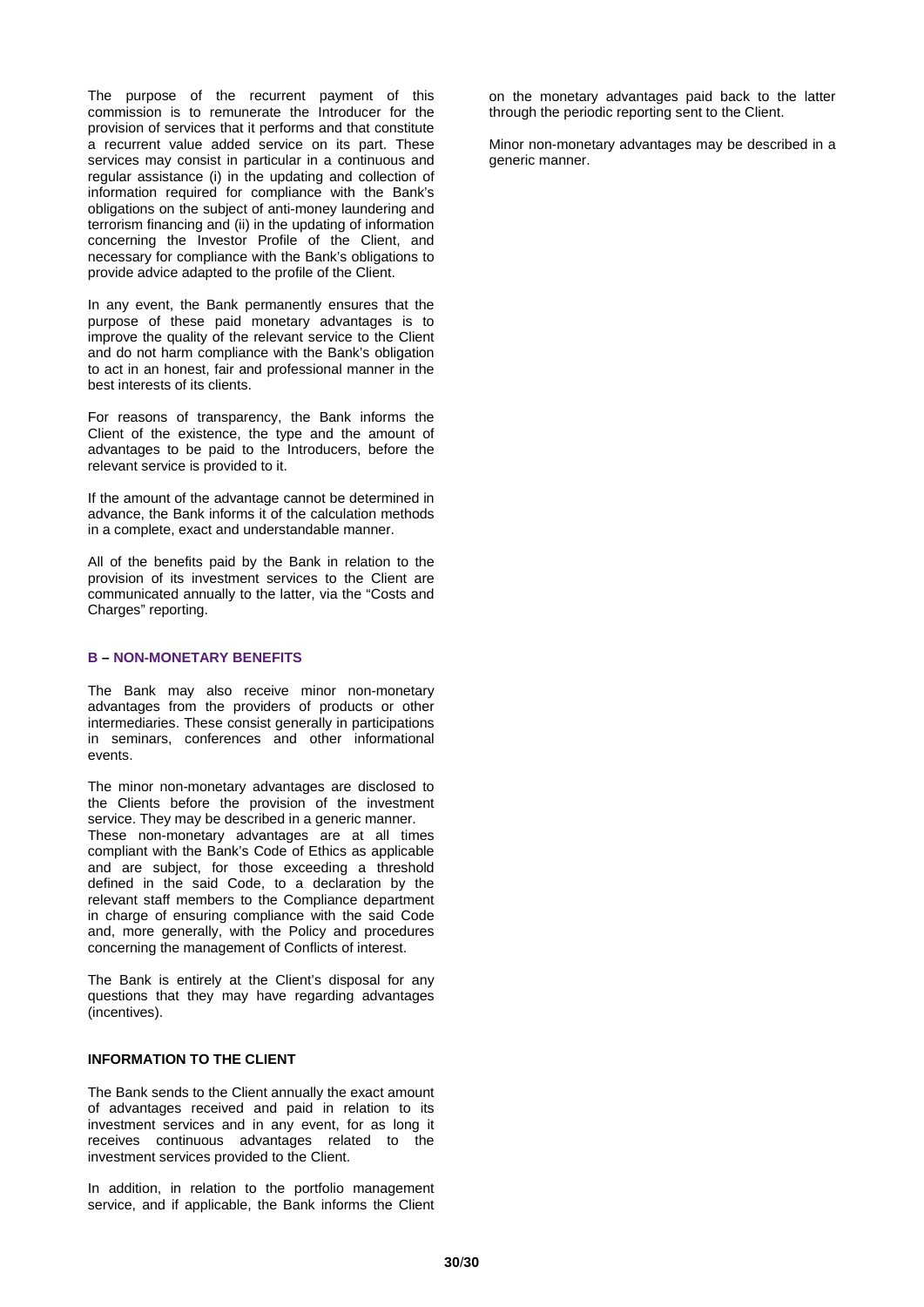The purpose of the recurrent payment of this commission is to remunerate the Introducer for the provision of services that it performs and that constitute a recurrent value added service on its part. These services may consist in particular in a continuous and regular assistance (i) in the updating and collection of information required for compliance with the Bank's obligations on the subject of anti-money laundering and terrorism financing and (ii) in the updating of information concerning the Investor Profile of the Client, and necessary for compliance with the Bank's obligations to provide advice adapted to the profile of the Client.

In any event, the Bank permanently ensures that the purpose of these paid monetary advantages is to improve the quality of the relevant service to the Client and do not harm compliance with the Bank's obligation to act in an honest, fair and professional manner in the best interests of its clients.

For reasons of transparency, the Bank informs the Client of the existence, the type and the amount of advantages to be paid to the Introducers, before the relevant service is provided to it.

If the amount of the advantage cannot be determined in advance, the Bank informs it of the calculation methods in a complete, exact and understandable manner.

All of the benefits paid by the Bank in relation to the provision of its investment services to the Client are communicated annually to the latter, via the "Costs and Charges" reporting.

### B – NON-MONETARY BENEFITS

The Bank may also receive minor non-monetary advantages from the providers of products or other intermediaries. These consist generally in participations in seminars, conferences and other informational events.

The minor non-monetary advantages are disclosed to the Clients before the provision of the investment service. They may be described in a generic manner.
These non-monetary advantages are at all times compliant with the Bank's Code of Ethics as applicable and are subject, for those exceeding a threshold defined in the said Code, to a declaration by the relevant staff members to the Compliance department in charge of ensuring compliance with the said Code and, more generally, with the Policy and procedures concerning the management of Conflicts of interest.

The Bank is entirely at the Client's disposal for any questions that they may have regarding advantages (incentives).

### INFORMATION TO THE CLIENT

The Bank sends to the Client annually the exact amount of advantages received and paid in relation to its investment services and in any event, for as long it receives continuous advantages related to the investment services provided to the Client.

In addition, in relation to the portfolio management service, and if applicable, the Bank informs the Client on the monetary advantages paid back to the latter through the periodic reporting sent to the Client.

Minor non-monetary advantages may be described in a generic manner.